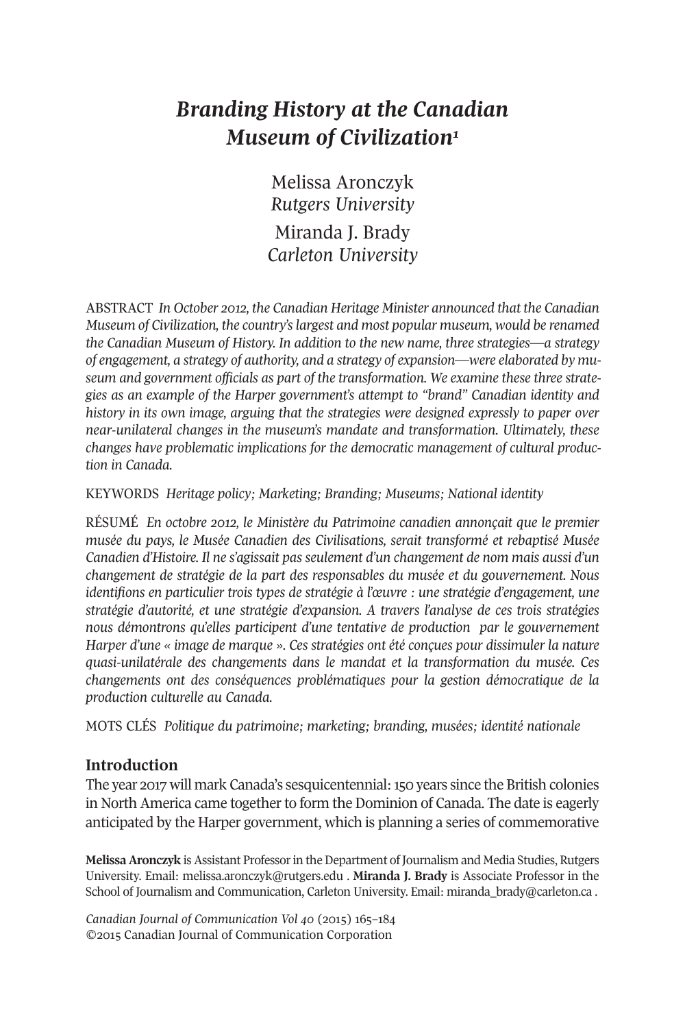# *Branding History at the Canadian Museum of Civilization*[1]

Melissa Aronczyk
*Rutgers University*

Miranda J. Brady
*Carleton University*

ABSTRACT *In October 2012, the Canadian Heritage Minister announced that the Canadian Museum of Civilization, the country's largest and most popular museum, would be renamed the Canadian Museum of History. In addition to the new name, three strategies—a strategy of engagement, a strategy of authority, and a strategy of expansion—were elaborated by museum and government officials as part of the transformation. We examine these three strategies as an example of the Harper government's attempt to "brand" Canadian identity and history in its own image, arguing that the strategies were designed expressly to paper over near-unilateral changes in the museum's mandate and transformation. Ultimately, these changes have problematic implications for the democratic management of cultural production in Canada.*

KEYWORDS *Heritage policy; Marketing; Branding; Museums; National identity*

RÉSUMÉ *En octobre 2012, le Ministère du Patrimoine canadien annonçait que le premier musée du pays, le Musée Canadien des Civilisations, serait transformé et rebaptisé Musée Canadien d'Histoire. Il ne s'agissait pas seulement d'un changement de nom mais aussi d'un changement de stratégie de la part des responsables du musée et du gouvernement. Nous identifions en particulier trois types de stratégie à l'œuvre : une stratégie d'engagement, une stratégie d'autorité, et une stratégie d'expansion. A travers l'analyse de ces trois stratégies nous démontrons qu'elles participent d'une tentative de production par le gouvernement Harper d'une « image de marque ». Ces stratégies ont été conçues pour dissimuler la nature quasi-unilatérale des changements dans le mandat et la transformation du musée. Ces changements ont des conséquences problématiques pour la gestion démocratique de la production culturelle au Canada.*

MOTS CLÉS *Politique du patrimoine; marketing; branding, musées; identité nationale*

## Introduction

The year 2017 will mark Canada's sesquicentennial: 150 years since the British colonies in North America came together to form the Dominion of Canada. The date is eagerly anticipated by the Harper government, which is planning a series of commemorative

**Melissa Aronczyk** is Assistant Professor in the Department of Journalism and Media Studies, Rutgers University. Email: melissa.aronczyk@rutgers.edu . **Miranda J. Brady** is Associate Professor in the School of Journalism and Communication, Carleton University. Email: miranda_brady@carleton.ca .

*Canadian Journal of Communication Vol 40* (2015) 165–184
©2015 Canadian Journal of Communication Corporation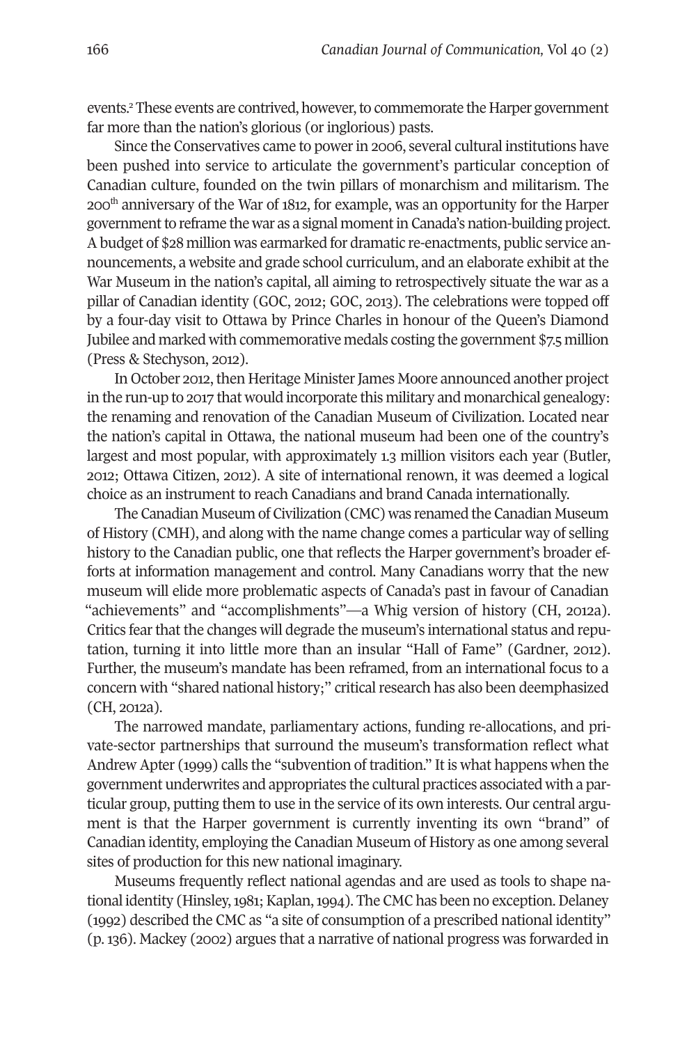events.[2] These events are contrived, however, to commemorate the Harper government far more than the nation's glorious (or inglorious) pasts.

Since the Conservatives came to power in 2006, several cultural institutions have been pushed into service to articulate the government's particular conception of Canadian culture, founded on the twin pillars of monarchism and militarism. The 200th anniversary of the War of 1812, for example, was an opportunity for the Harper government to reframe the war as a signal moment in Canada's nation-building project. A budget of $28 million was earmarked for dramatic re-enactments, public service announcements, a website and grade school curriculum, and an elaborate exhibit at the War Museum in the nation's capital, all aiming to retrospectively situate the war as a pillar of Canadian identity (GOC, 2012; GOC, 2013). The celebrations were topped off by a four-day visit to Ottawa by Prince Charles in honour of the Queen's Diamond Jubilee and marked with commemorative medals costing the government $7.5 million (Press & Stechyson, 2012).

In October 2012, then Heritage Minister James Moore announced another project in the run-up to 2017 that would incorporate this military and monarchical genealogy: the renaming and renovation of the Canadian Museum of Civilization. Located near the nation's capital in Ottawa, the national museum had been one of the country's largest and most popular, with approximately 1.3 million visitors each year (Butler, 2012; Ottawa Citizen, 2012). A site of international renown, it was deemed a logical choice as an instrument to reach Canadians and brand Canada internationally.

The Canadian Museum of Civilization (CMC) was renamed the Canadian Museum of History (CMH), and along with the name change comes a particular way of selling history to the Canadian public, one that reflects the Harper government's broader efforts at information management and control. Many Canadians worry that the new museum will elide more problematic aspects of Canada's past in favour of Canadian "achievements" and "accomplishments"—a Whig version of history (CH, 2012a). Critics fear that the changes will degrade the museum's international status and reputation, turning it into little more than an insular "Hall of Fame" (Gardner, 2012). Further, the museum's mandate has been reframed, from an international focus to a concern with "shared national history;" critical research has also been deemphasized (CH, 2012a).

The narrowed mandate, parliamentary actions, funding re-allocations, and private-sector partnerships that surround the museum's transformation reflect what Andrew Apter (1999) calls the "subvention of tradition." It is what happens when the government underwrites and appropriates the cultural practices associated with a particular group, putting them to use in the service of its own interests. Our central argument is that the Harper government is currently inventing its own "brand" of Canadian identity, employing the Canadian Museum of History as one among several sites of production for this new national imaginary.

Museums frequently reflect national agendas and are used as tools to shape national identity (Hinsley, 1981; Kaplan, 1994). The CMC has been no exception. Delaney (1992) described the CMC as "a site of consumption of a prescribed national identity" (p. 136). Mackey (2002) argues that a narrative of national progress was forwarded in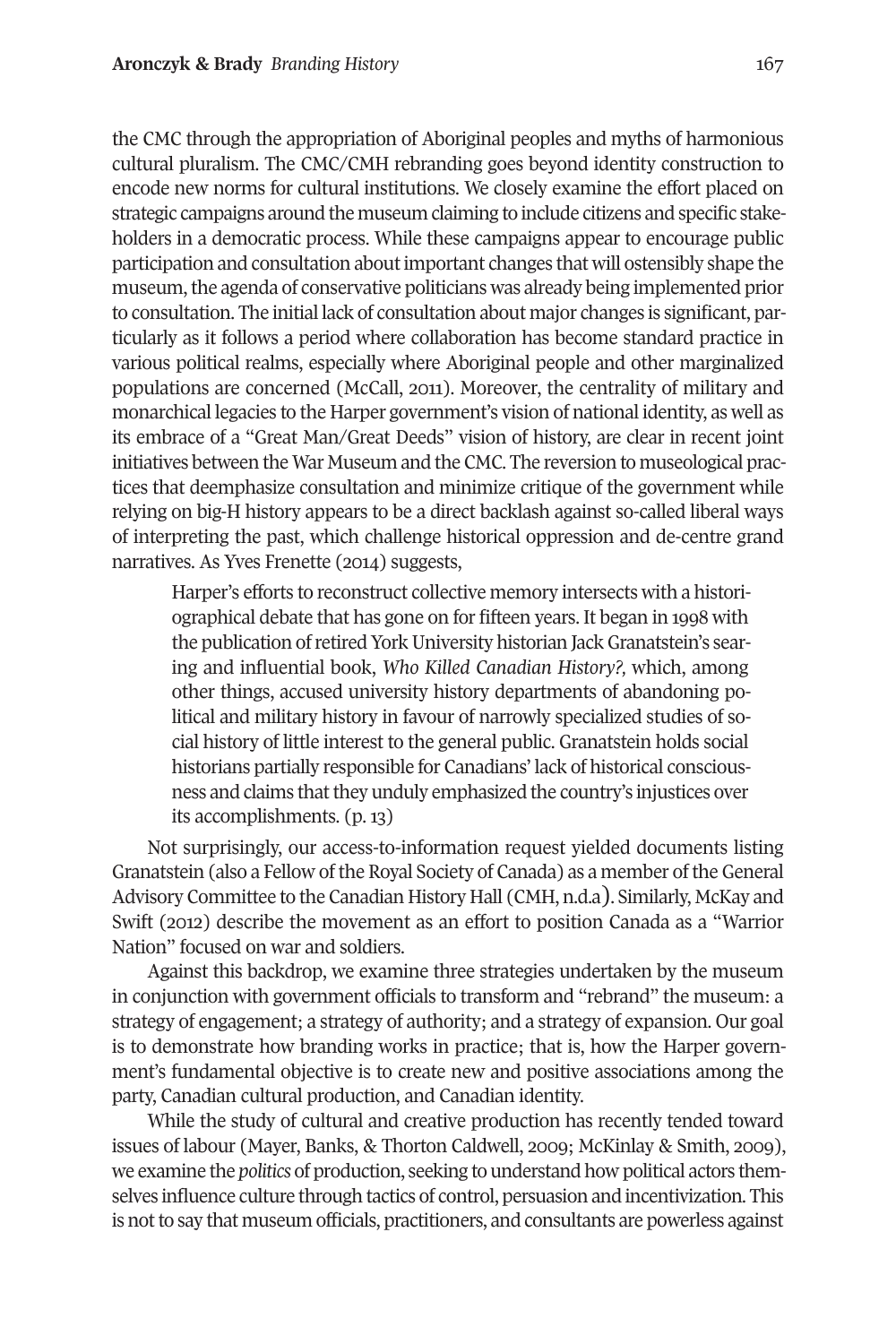the CMC through the appropriation of Aboriginal peoples and myths of harmonious cultural pluralism. The CMC/CMH rebranding goes beyond identity construction to encode new norms for cultural institutions. We closely examine the effort placed on strategic campaigns around the museum claiming to include citizens and specific stakeholders in a democratic process. While these campaigns appear to encourage public participation and consultation about important changes that will ostensibly shape the museum, the agenda of conservative politicians was already being implemented prior to consultation. The initial lack of consultation about major changes is significant, particularly as it follows a period where collaboration has become standard practice in various political realms, especially where Aboriginal people and other marginalized populations are concerned (McCall, 2011). Moreover, the centrality of military and monarchical legacies to the Harper government's vision of national identity, as well as its embrace of a "Great Man/Great Deeds" vision of history, are clear in recent joint initiatives between the War Museum and the CMC. The reversion to museological practices that deemphasize consultation and minimize critique of the government while relying on big-H history appears to be a direct backlash against so-called liberal ways of interpreting the past, which challenge historical oppression and de-centre grand narratives. As Yves Frenette (2014) suggests,

> Harper's efforts to reconstruct collective memory intersects with a historiographical debate that has gone on for fifteen years. It began in 1998 with the publication of retired York University historian Jack Granatstein's searing and influential book, *Who Killed Canadian History?,* which, among other things, accused university history departments of abandoning political and military history in favour of narrowly specialized studies of social history of little interest to the general public. Granatstein holds social historians partially responsible for Canadians' lack of historical consciousness and claims that they unduly emphasized the country's injustices over its accomplishments. (p. 13)

Not surprisingly, our access-to-information request yielded documents listing Granatstein (also a Fellow of the Royal Society of Canada) as a member of the General Advisory Committee to the Canadian History Hall (CMH, n.d.a). Similarly, McKay and Swift (2012) describe the movement as an effort to position Canada as a "Warrior Nation" focused on war and soldiers.

Against this backdrop, we examine three strategies undertaken by the museum in conjunction with government officials to transform and "rebrand" the museum: a strategy of engagement; a strategy of authority; and a strategy of expansion. Our goal is to demonstrate how branding works in practice; that is, how the Harper government's fundamental objective is to create new and positive associations among the party, Canadian cultural production, and Canadian identity.

While the study of cultural and creative production has recently tended toward issues of labour (Mayer, Banks, & Thorton Caldwell, 2009; McKinlay & Smith, 2009), we examine the *politics* of production, seeking to understand how political actors themselves influence culture through tactics of control, persuasion and incentivization. This is not to say that museum officials, practitioners, and consultants are powerless against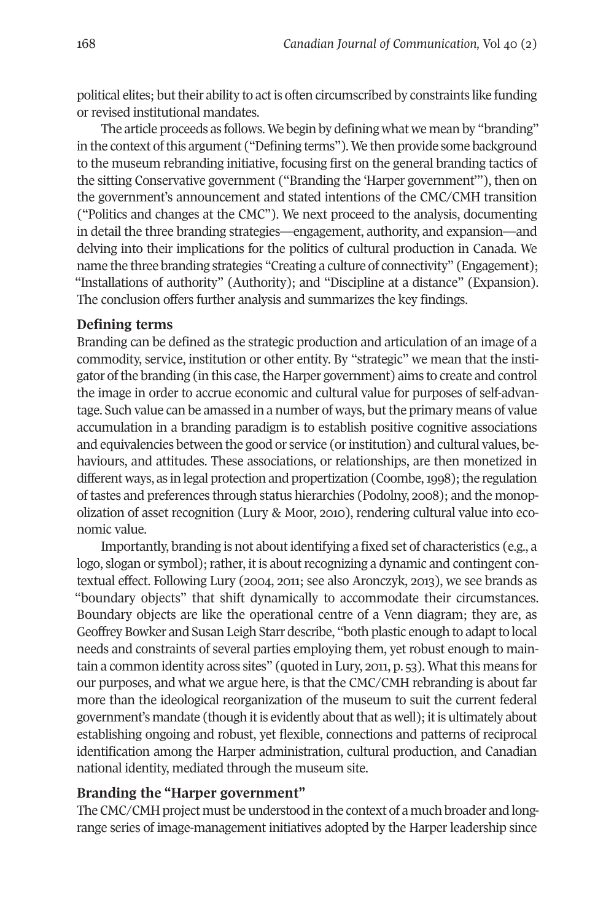political elites; but their ability to act is often circumscribed by constraints like funding or revised institutional mandates.

The article proceeds as follows. We begin by defining what we mean by "branding" in the context of this argument ("Defining terms"). We then provide some background to the museum rebranding initiative, focusing first on the general branding tactics of the sitting Conservative government ("Branding the 'Harper government'"), then on the government's announcement and stated intentions of the CMC/CMH transition ("Politics and changes at the CMC"). We next proceed to the analysis, documenting in detail the three branding strategies—engagement, authority, and expansion—and delving into their implications for the politics of cultural production in Canada. We name the three branding strategies "Creating a culture of connectivity" (Engagement); "Installations of authority" (Authority); and "Discipline at a distance" (Expansion). The conclusion offers further analysis and summarizes the key findings.

## Defining terms

Branding can be defined as the strategic production and articulation of an image of a commodity, service, institution or other entity. By "strategic" we mean that the instigator of the branding (in this case, the Harper government) aims to create and control the image in order to accrue economic and cultural value for purposes of self-advantage. Such value can be amassed in a number of ways, but the primary means of value accumulation in a branding paradigm is to establish positive cognitive associations and equivalencies between the good or service (or institution) and cultural values, behaviours, and attitudes. These associations, or relationships, are then monetized in different ways, as in legal protection and propertization (Coombe, 1998); the regulation of tastes and preferences through status hierarchies (Podolny, 2008); and the monopolization of asset recognition (Lury & Moor, 2010), rendering cultural value into economic value.

Importantly, branding is not about identifying a fixed set of characteristics (e.g., a logo, slogan or symbol); rather, it is about recognizing a dynamic and contingent contextual effect. Following Lury (2004, 2011; see also Aronczyk, 2013), we see brands as "boundary objects" that shift dynamically to accommodate their circumstances. Boundary objects are like the operational centre of a Venn diagram; they are, as Geoffrey Bowker and Susan Leigh Starr describe, "both plastic enough to adapt to local needs and constraints of several parties employing them, yet robust enough to maintain a common identity across sites" (quoted in Lury, 2011, p. 53). What this means for our purposes, and what we argue here, is that the CMC/CMH rebranding is about far more than the ideological reorganization of the museum to suit the current federal government's mandate (though it is evidently about that as well); it is ultimately about establishing ongoing and robust, yet flexible, connections and patterns of reciprocal identification among the Harper administration, cultural production, and Canadian national identity, mediated through the museum site.

## Branding the "Harper government"

The CMC/CMH project must be understood in the context of a much broader and long-range series of image-management initiatives adopted by the Harper leadership since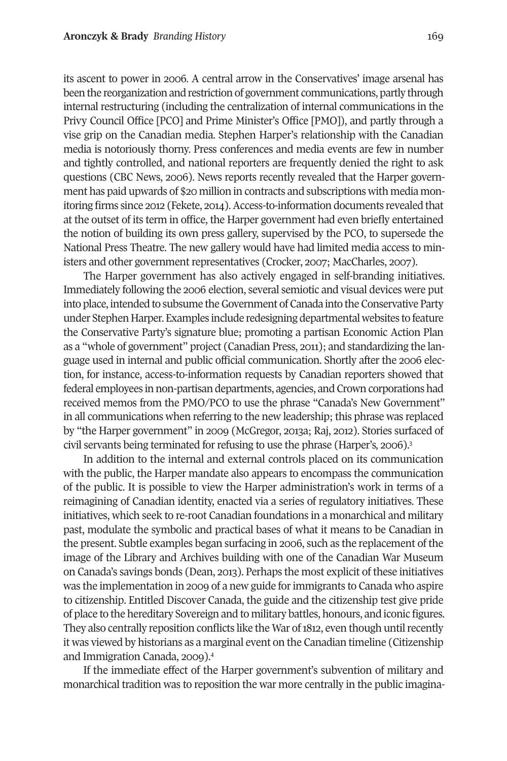its ascent to power in 2006. A central arrow in the Conservatives' image arsenal has been the reorganization and restriction of government communications, partly through internal restructuring (including the centralization of internal communications in the Privy Council Office [PCO] and Prime Minister's Office [PMO]), and partly through a vise grip on the Canadian media. Stephen Harper's relationship with the Canadian media is notoriously thorny. Press conferences and media events are few in number and tightly controlled, and national reporters are frequently denied the right to ask questions (CBC News, 2006). News reports recently revealed that the Harper government has paid upwards of $20 million in contracts and subscriptions with media monitoring firms since 2012 (Fekete, 2014). Access-to-information documents revealed that at the outset of its term in office, the Harper government had even briefly entertained the notion of building its own press gallery, supervised by the PCO, to supersede the National Press Theatre. The new gallery would have had limited media access to ministers and other government representatives (Crocker, 2007; MacCharles, 2007).

The Harper government has also actively engaged in self-branding initiatives. Immediately following the 2006 election, several semiotic and visual devices were put into place, intended to subsume the Government of Canada into the Conservative Party under Stephen Harper. Examples include redesigning departmental websites to feature the Conservative Party's signature blue; promoting a partisan Economic Action Plan as a "whole of government" project (Canadian Press, 2011); and standardizing the language used in internal and public official communication. Shortly after the 2006 election, for instance, access-to-information requests by Canadian reporters showed that federal employees in non-partisan departments, agencies, and Crown corporations had received memos from the PMO/PCO to use the phrase "Canada's New Government" in all communications when referring to the new leadership; this phrase was replaced by "the Harper government" in 2009 (McGregor, 2013a; Raj, 2012). Stories surfaced of civil servants being terminated for refusing to use the phrase (Harper's, 2006).[3]

In addition to the internal and external controls placed on its communication with the public, the Harper mandate also appears to encompass the communication of the public. It is possible to view the Harper administration's work in terms of a reimagining of Canadian identity, enacted via a series of regulatory initiatives. These initiatives, which seek to re-root Canadian foundations in a monarchical and military past, modulate the symbolic and practical bases of what it means to be Canadian in the present. Subtle examples began surfacing in 2006, such as the replacement of the image of the Library and Archives building with one of the Canadian War Museum on Canada's savings bonds (Dean, 2013). Perhaps the most explicit of these initiatives was the implementation in 2009 of a new guide for immigrants to Canada who aspire to citizenship. Entitled Discover Canada, the guide and the citizenship test give pride of place to the hereditary Sovereign and to military battles, honours, and iconic figures. They also centrally reposition conflicts like the War of 1812, even though until recently it was viewed by historians as a marginal event on the Canadian timeline (Citizenship and Immigration Canada, 2009).[4]

If the immediate effect of the Harper government's subvention of military and monarchical tradition was to reposition the war more centrally in the public imagina-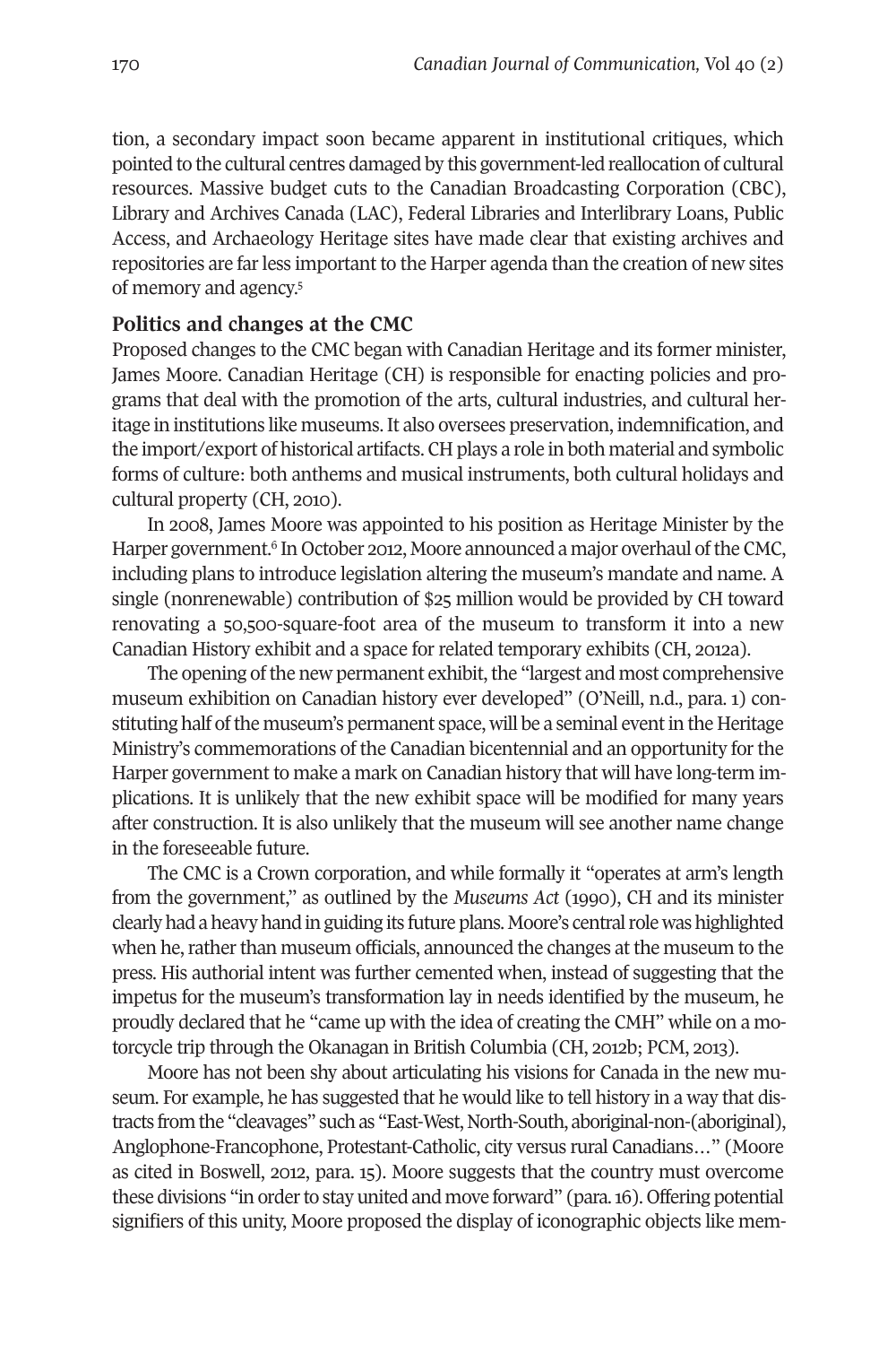tion, a secondary impact soon became apparent in institutional critiques, which pointed to the cultural centres damaged by this government-led reallocation of cultural resources. Massive budget cuts to the Canadian Broadcasting Corporation (CBC), Library and Archives Canada (LAC), Federal Libraries and Interlibrary Loans, Public Access, and Archaeology Heritage sites have made clear that existing archives and repositories are far less important to the Harper agenda than the creation of new sites of memory and agency.[5]

### Politics and changes at the CMC

Proposed changes to the CMC began with Canadian Heritage and its former minister, James Moore. Canadian Heritage (CH) is responsible for enacting policies and programs that deal with the promotion of the arts, cultural industries, and cultural heritage in institutions like museums. It also oversees preservation, indemnification, and the import/export of historical artifacts. CH plays a role in both material and symbolic forms of culture: both anthems and musical instruments, both cultural holidays and cultural property (CH, 2010).

In 2008, James Moore was appointed to his position as Heritage Minister by the Harper government.[6] In October 2012, Moore announced a major overhaul of the CMC, including plans to introduce legislation altering the museum's mandate and name. A single (nonrenewable) contribution of $25 million would be provided by CH toward renovating a 50,500-square-foot area of the museum to transform it into a new Canadian History exhibit and a space for related temporary exhibits (CH, 2012a).

The opening of the new permanent exhibit, the "largest and most comprehensive museum exhibition on Canadian history ever developed" (O'Neill, n.d., para. 1) constituting half of the museum's permanent space, will be a seminal event in the Heritage Ministry's commemorations of the Canadian bicentennial and an opportunity for the Harper government to make a mark on Canadian history that will have long-term implications. It is unlikely that the new exhibit space will be modified for many years after construction. It is also unlikely that the museum will see another name change in the foreseeable future.

The CMC is a Crown corporation, and while formally it "operates at arm's length from the government," as outlined by the *Museums Act* (1990), CH and its minister clearly had a heavy hand in guiding its future plans. Moore's central role was highlighted when he, rather than museum officials, announced the changes at the museum to the press. His authorial intent was further cemented when, instead of suggesting that the impetus for the museum's transformation lay in needs identified by the museum, he proudly declared that he "came up with the idea of creating the CMH" while on a motorcycle trip through the Okanagan in British Columbia (CH, 2012b; PCM, 2013).

Moore has not been shy about articulating his visions for Canada in the new museum. For example, he has suggested that he would like to tell history in a way that distracts from the "cleavages" such as "East-West, North-South, aboriginal-non-(aboriginal), Anglophone-Francophone, Protestant-Catholic, city versus rural Canadians…" (Moore as cited in Boswell, 2012, para. 15). Moore suggests that the country must overcome these divisions "in order to stay united and move forward" (para. 16). Offering potential signifiers of this unity, Moore proposed the display of iconographic objects like mem-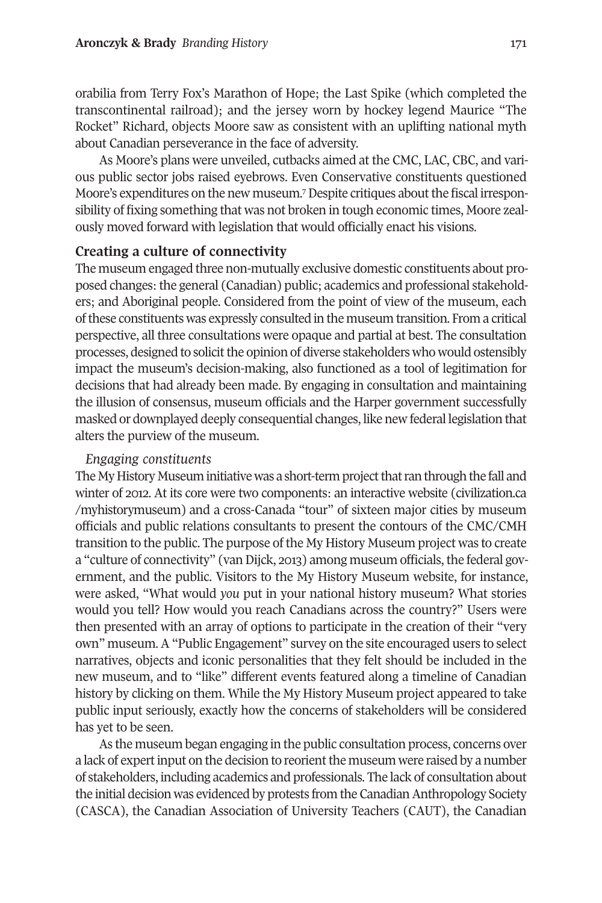orabilia from Terry Fox's Marathon of Hope; the Last Spike (which completed the transcontinental railroad); and the jersey worn by hockey legend Maurice "The Rocket" Richard, objects Moore saw as consistent with an uplifting national myth about Canadian perseverance in the face of adversity.

As Moore's plans were unveiled, cutbacks aimed at the CMC, LAC, CBC, and various public sector jobs raised eyebrows. Even Conservative constituents questioned Moore's expenditures on the new museum.[7] Despite critiques about the fiscal irresponsibility of fixing something that was not broken in tough economic times, Moore zealously moved forward with legislation that would officially enact his visions.

## Creating a culture of connectivity

The museum engaged three non-mutually exclusive domestic constituents about proposed changes: the general (Canadian) public; academics and professional stakeholders; and Aboriginal people. Considered from the point of view of the museum, each of these constituents was expressly consulted in the museum transition. From a critical perspective, all three consultations were opaque and partial at best. The consultation processes, designed to solicit the opinion of diverse stakeholders who would ostensibly impact the museum's decision-making, also functioned as a tool of legitimation for decisions that had already been made. By engaging in consultation and maintaining the illusion of consensus, museum officials and the Harper government successfully masked or downplayed deeply consequential changes, like new federal legislation that alters the purview of the museum.

### *Engaging constituents*

The My History Museum initiative was a short-term project that ran through the fall and winter of 2012. At its core were two components: an interactive website (civilization.ca/myhistorymuseum) and a cross-Canada "tour" of sixteen major cities by museum officials and public relations consultants to present the contours of the CMC/CMH transition to the public. The purpose of the My History Museum project was to create a "culture of connectivity" (van Dijck, 2013) among museum officials, the federal government, and the public. Visitors to the My History Museum website, for instance, were asked, "What would *you* put in your national history museum? What stories would you tell? How would you reach Canadians across the country?" Users were then presented with an array of options to participate in the creation of their "very own" museum. A "Public Engagement" survey on the site encouraged users to select narratives, objects and iconic personalities that they felt should be included in the new museum, and to "like" different events featured along a timeline of Canadian history by clicking on them. While the My History Museum project appeared to take public input seriously, exactly how the concerns of stakeholders will be considered has yet to be seen.

As the museum began engaging in the public consultation process, concerns over a lack of expert input on the decision to reorient the museum were raised by a number of stakeholders, including academics and professionals. The lack of consultation about the initial decision was evidenced by protests from the Canadian Anthropology Society (CASCA), the Canadian Association of University Teachers (CAUT), the Canadian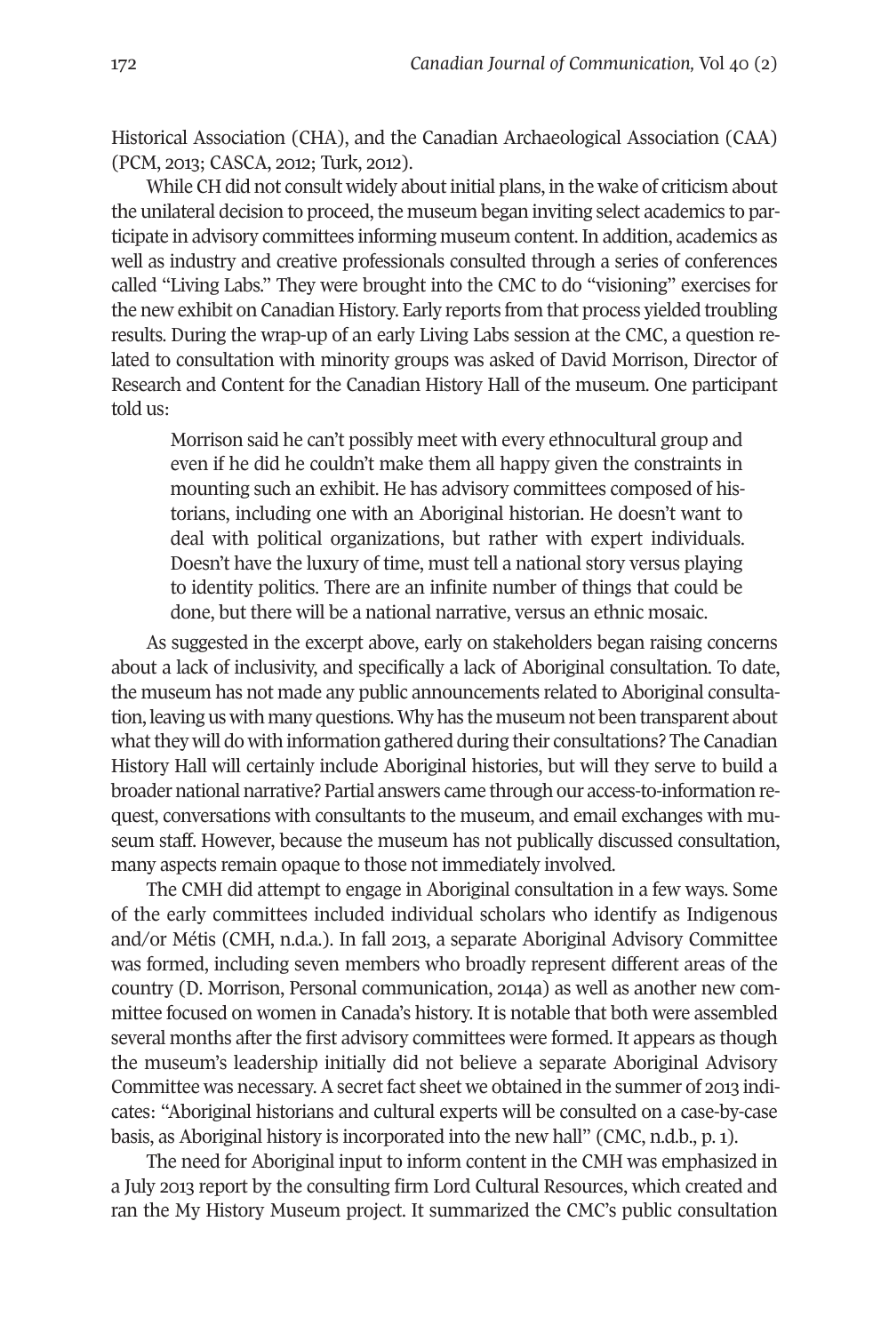Historical Association (CHA), and the Canadian Archaeological Association (CAA) (PCM, 2013; CASCA, 2012; Turk, 2012).

While CH did not consult widely about initial plans, in the wake of criticism about the unilateral decision to proceed, the museum began inviting select academics to participate in advisory committees informing museum content. In addition, academics as well as industry and creative professionals consulted through a series of conferences called "Living Labs." They were brought into the CMC to do "visioning" exercises for the new exhibit on Canadian History. Early reports from that process yielded troubling results. During the wrap-up of an early Living Labs session at the CMC, a question related to consultation with minority groups was asked of David Morrison, Director of Research and Content for the Canadian History Hall of the museum. One participant told us:

> Morrison said he can't possibly meet with every ethnocultural group and even if he did he couldn't make them all happy given the constraints in mounting such an exhibit. He has advisory committees composed of historians, including one with an Aboriginal historian. He doesn't want to deal with political organizations, but rather with expert individuals. Doesn't have the luxury of time, must tell a national story versus playing to identity politics. There are an infinite number of things that could be done, but there will be a national narrative, versus an ethnic mosaic.

As suggested in the excerpt above, early on stakeholders began raising concerns about a lack of inclusivity, and specifically a lack of Aboriginal consultation. To date, the museum has not made any public announcements related to Aboriginal consultation, leaving us with many questions. Why has the museum not been transparent about what they will do with information gathered during their consultations? The Canadian History Hall will certainly include Aboriginal histories, but will they serve to build a broader national narrative? Partial answers came through our access-to-information request, conversations with consultants to the museum, and email exchanges with museum staff. However, because the museum has not publically discussed consultation, many aspects remain opaque to those not immediately involved.

The CMH did attempt to engage in Aboriginal consultation in a few ways. Some of the early committees included individual scholars who identify as Indigenous and/or Métis (CMH, n.d.a.). In fall 2013, a separate Aboriginal Advisory Committee was formed, including seven members who broadly represent different areas of the country (D. Morrison, Personal communication, 2014a) as well as another new committee focused on women in Canada's history. It is notable that both were assembled several months after the first advisory committees were formed. It appears as though the museum's leadership initially did not believe a separate Aboriginal Advisory Committee was necessary. A secret fact sheet we obtained in the summer of 2013 indicates: "Aboriginal historians and cultural experts will be consulted on a case-by-case basis, as Aboriginal history is incorporated into the new hall" (CMC, n.d.b., p. 1).

The need for Aboriginal input to inform content in the CMH was emphasized in a July 2013 report by the consulting firm Lord Cultural Resources, which created and ran the My History Museum project. It summarized the CMC's public consultation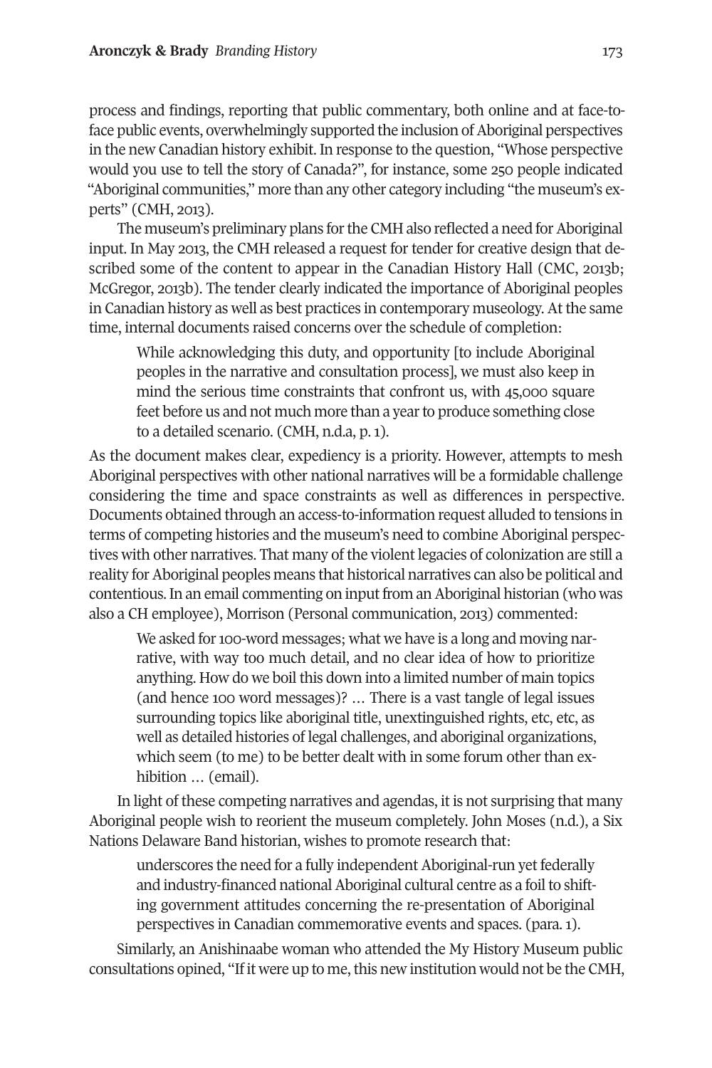process and findings, reporting that public commentary, both online and at face-to-face public events, overwhelmingly supported the inclusion of Aboriginal perspectives in the new Canadian history exhibit. In response to the question, "Whose perspective would you use to tell the story of Canada?", for instance, some 250 people indicated "Aboriginal communities," more than any other category including "the museum's experts" (CMH, 2013).

The museum's preliminary plans for the CMH also reflected a need for Aboriginal input. In May 2013, the CMH released a request for tender for creative design that described some of the content to appear in the Canadian History Hall (CMC, 2013b; McGregor, 2013b). The tender clearly indicated the importance of Aboriginal peoples in Canadian history as well as best practices in contemporary museology. At the same time, internal documents raised concerns over the schedule of completion:

> While acknowledging this duty, and opportunity [to include Aboriginal peoples in the narrative and consultation process], we must also keep in mind the serious time constraints that confront us, with 45,000 square feet before us and not much more than a year to produce something close to a detailed scenario. (CMH, n.d.a, p. 1).

As the document makes clear, expediency is a priority. However, attempts to mesh Aboriginal perspectives with other national narratives will be a formidable challenge considering the time and space constraints as well as differences in perspective. Documents obtained through an access-to-information request alluded to tensions in terms of competing histories and the museum's need to combine Aboriginal perspectives with other narratives. That many of the violent legacies of colonization are still a reality for Aboriginal peoples means that historical narratives can also be political and contentious. In an email commenting on input from an Aboriginal historian (who was also a CH employee), Morrison (Personal communication, 2013) commented:

> We asked for 100-word messages; what we have is a long and moving narrative, with way too much detail, and no clear idea of how to prioritize anything. How do we boil this down into a limited number of main topics (and hence 100 word messages)? … There is a vast tangle of legal issues surrounding topics like aboriginal title, unextinguished rights, etc, etc, as well as detailed histories of legal challenges, and aboriginal organizations, which seem (to me) to be better dealt with in some forum other than exhibition … (email).

In light of these competing narratives and agendas, it is not surprising that many Aboriginal people wish to reorient the museum completely. John Moses (n.d.), a Six Nations Delaware Band historian, wishes to promote research that:

> underscores the need for a fully independent Aboriginal-run yet federally and industry-financed national Aboriginal cultural centre as a foil to shifting government attitudes concerning the re-presentation of Aboriginal perspectives in Canadian commemorative events and spaces. (para. 1).

Similarly, an Anishinaabe woman who attended the My History Museum public consultations opined, "If it were up to me, this new institution would not be the CMH,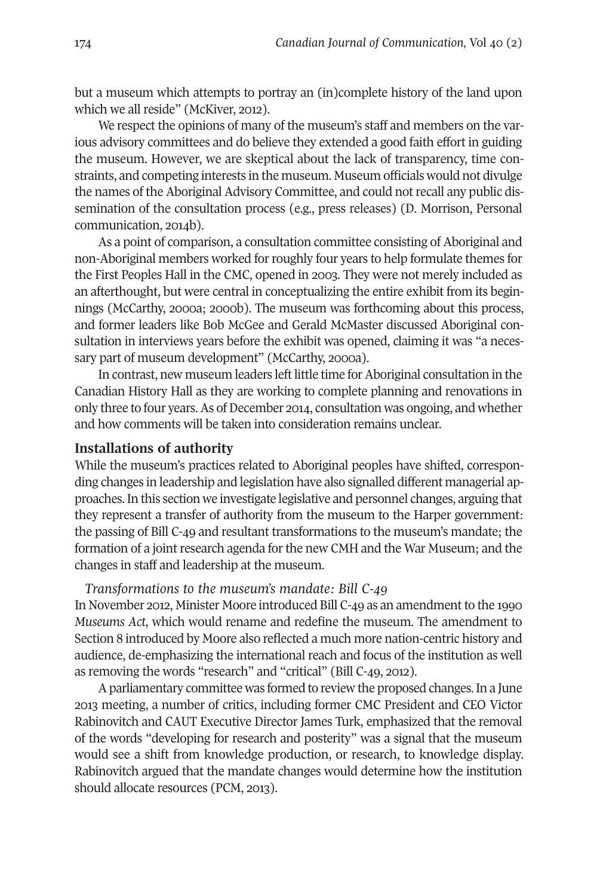but a museum which attempts to portray an (in)complete history of the land upon which we all reside" (McKiver, 2012).

We respect the opinions of many of the museum's staff and members on the various advisory committees and do believe they extended a good faith effort in guiding the museum. However, we are skeptical about the lack of transparency, time constraints, and competing interests in the museum. Museum officials would not divulge the names of the Aboriginal Advisory Committee, and could not recall any public dissemination of the consultation process (e.g., press releases) (D. Morrison, Personal communication, 2014b).

As a point of comparison, a consultation committee consisting of Aboriginal and non-Aboriginal members worked for roughly four years to help formulate themes for the First Peoples Hall in the CMC, opened in 2003. They were not merely included as an afterthought, but were central in conceptualizing the entire exhibit from its beginnings (McCarthy, 2000a; 2000b). The museum was forthcoming about this process, and former leaders like Bob McGee and Gerald McMaster discussed Aboriginal consultation in interviews years before the exhibit was opened, claiming it was "a necessary part of museum development" (McCarthy, 2000a).

In contrast, new museum leaders left little time for Aboriginal consultation in the Canadian History Hall as they are working to complete planning and renovations in only three to four years. As of December 2014, consultation was ongoing, and whether and how comments will be taken into consideration remains unclear.

## Installations of authority

While the museum's practices related to Aboriginal peoples have shifted, corresponding changes in leadership and legislation have also signalled different managerial approaches. In this section we investigate legislative and personnel changes, arguing that they represent a transfer of authority from the museum to the Harper government: the passing of Bill C-49 and resultant transformations to the museum's mandate; the formation of a joint research agenda for the new CMH and the War Museum; and the changes in staff and leadership at the museum.

### *Transformations to the museum's mandate: Bill C-49*

In November 2012, Minister Moore introduced Bill C-49 as an amendment to the 1990 *Museums Act*, which would rename and redefine the museum. The amendment to Section 8 introduced by Moore also reflected a much more nation-centric history and audience, de-emphasizing the international reach and focus of the institution as well as removing the words "research" and "critical" (Bill C-49, 2012).

A parliamentary committee was formed to review the proposed changes. In a June 2013 meeting, a number of critics, including former CMC President and CEO Victor Rabinovitch and CAUT Executive Director James Turk, emphasized that the removal of the words "developing for research and posterity" was a signal that the museum would see a shift from knowledge production, or research, to knowledge display. Rabinovitch argued that the mandate changes would determine how the institution should allocate resources (PCM, 2013).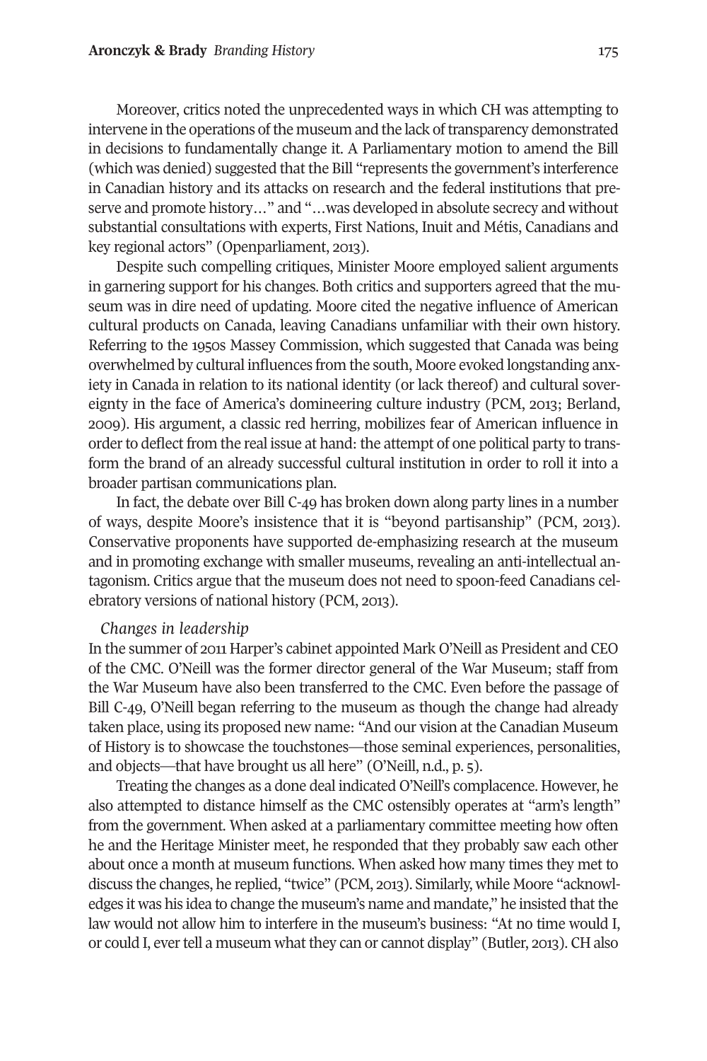Moreover, critics noted the unprecedented ways in which CH was attempting to intervene in the operations of the museum and the lack of transparency demonstrated in decisions to fundamentally change it. A Parliamentary motion to amend the Bill (which was denied) suggested that the Bill "represents the government's interference in Canadian history and its attacks on research and the federal institutions that preserve and promote history…" and "…was developed in absolute secrecy and without substantial consultations with experts, First Nations, Inuit and Métis, Canadians and key regional actors" (Openparliament, 2013).

Despite such compelling critiques, Minister Moore employed salient arguments in garnering support for his changes. Both critics and supporters agreed that the museum was in dire need of updating. Moore cited the negative influence of American cultural products on Canada, leaving Canadians unfamiliar with their own history. Referring to the 1950s Massey Commission, which suggested that Canada was being overwhelmed by cultural influences from the south, Moore evoked longstanding anxiety in Canada in relation to its national identity (or lack thereof) and cultural sovereignty in the face of America's domineering culture industry (PCM, 2013; Berland, 2009). His argument, a classic red herring, mobilizes fear of American influence in order to deflect from the real issue at hand: the attempt of one political party to transform the brand of an already successful cultural institution in order to roll it into a broader partisan communications plan.

In fact, the debate over Bill C-49 has broken down along party lines in a number of ways, despite Moore's insistence that it is "beyond partisanship" (PCM, 2013). Conservative proponents have supported de-emphasizing research at the museum and in promoting exchange with smaller museums, revealing an anti-intellectual antagonism. Critics argue that the museum does not need to spoon-feed Canadians celebratory versions of national history (PCM, 2013).

*Changes in leadership*

In the summer of 2011 Harper's cabinet appointed Mark O'Neill as President and CEO of the CMC. O'Neill was the former director general of the War Museum; staff from the War Museum have also been transferred to the CMC. Even before the passage of Bill C-49, O'Neill began referring to the museum as though the change had already taken place, using its proposed new name: "And our vision at the Canadian Museum of History is to showcase the touchstones—those seminal experiences, personalities, and objects—that have brought us all here" (O'Neill, n.d., p. 5).

Treating the changes as a done deal indicated O'Neill's complacence. However, he also attempted to distance himself as the CMC ostensibly operates at "arm's length" from the government. When asked at a parliamentary committee meeting how often he and the Heritage Minister meet, he responded that they probably saw each other about once a month at museum functions. When asked how many times they met to discuss the changes, he replied, "twice" (PCM, 2013). Similarly, while Moore "acknowledges it was his idea to change the museum's name and mandate," he insisted that the law would not allow him to interfere in the museum's business: "At no time would I, or could I, ever tell a museum what they can or cannot display" (Butler, 2013). CH also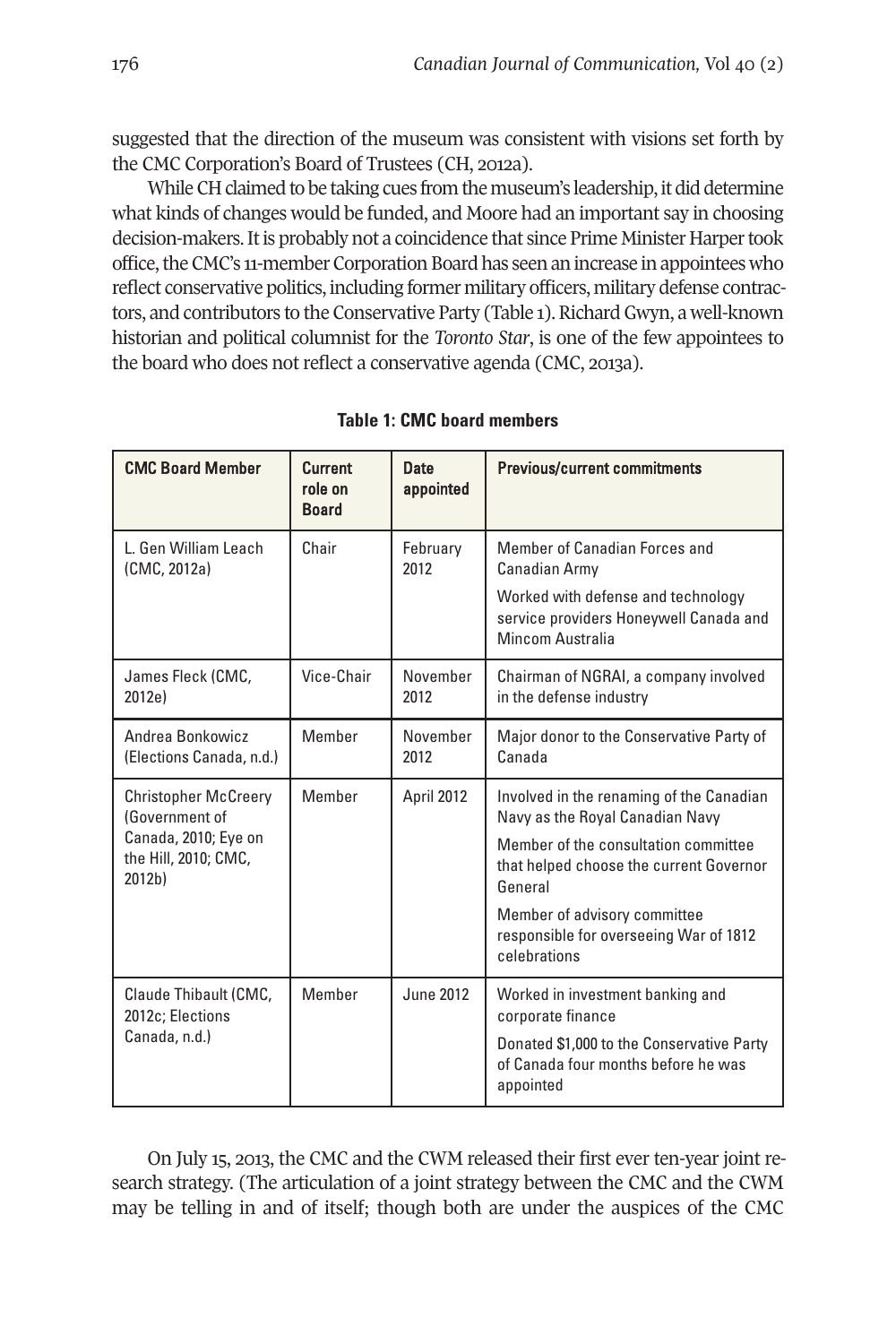suggested that the direction of the museum was consistent with visions set forth by the CMC Corporation's Board of Trustees (CH, 2012a).

While CH claimed to be taking cues from the museum's leadership, it did determine what kinds of changes would be funded, and Moore had an important say in choosing decision-makers. It is probably not a coincidence that since Prime Minister Harper took office, the CMC's 11-member Corporation Board has seen an increase in appointees who reflect conservative politics, including former military officers, military defense contractors, and contributors to the Conservative Party (Table 1). Richard Gwyn, a well-known historian and political columnist for the *Toronto Star*, is one of the few appointees to the board who does not reflect a conservative agenda (CMC, 2013a).

**Table 1: CMC board members**

| CMC Board Member | Current role on Board | Date appointed | Previous/current commitments |
|---|---|---|---|
| L. Gen William Leach (CMC, 2012a) | Chair | February 2012 | Member of Canadian Forces and Canadian Army<br>Worked with defense and technology service providers Honeywell Canada and Mincom Australia |
| James Fleck (CMC, 2012e) | Vice-Chair | November 2012 | Chairman of NGRAI, a company involved in the defense industry |
| Andrea Bonkowicz (Elections Canada, n.d.) | Member | November 2012 | Major donor to the Conservative Party of Canada |
| Christopher McCreery (Government of Canada, 2010; Eye on the Hill, 2010; CMC, 2012b) | Member | April 2012 | Involved in the renaming of the Canadian Navy as the Royal Canadian Navy<br>Member of the consultation committee that helped choose the current Governor General<br>Member of advisory committee responsible for overseeing War of 1812 celebrations |
| Claude Thibault (CMC, 2012c; Elections Canada, n.d.) | Member | June 2012 | Worked in investment banking and corporate finance<br>Donated $1,000 to the Conservative Party of Canada four months before he was appointed |

On July 15, 2013, the CMC and the CWM released their first ever ten-year joint research strategy. (The articulation of a joint strategy between the CMC and the CWM may be telling in and of itself; though both are under the auspices of the CMC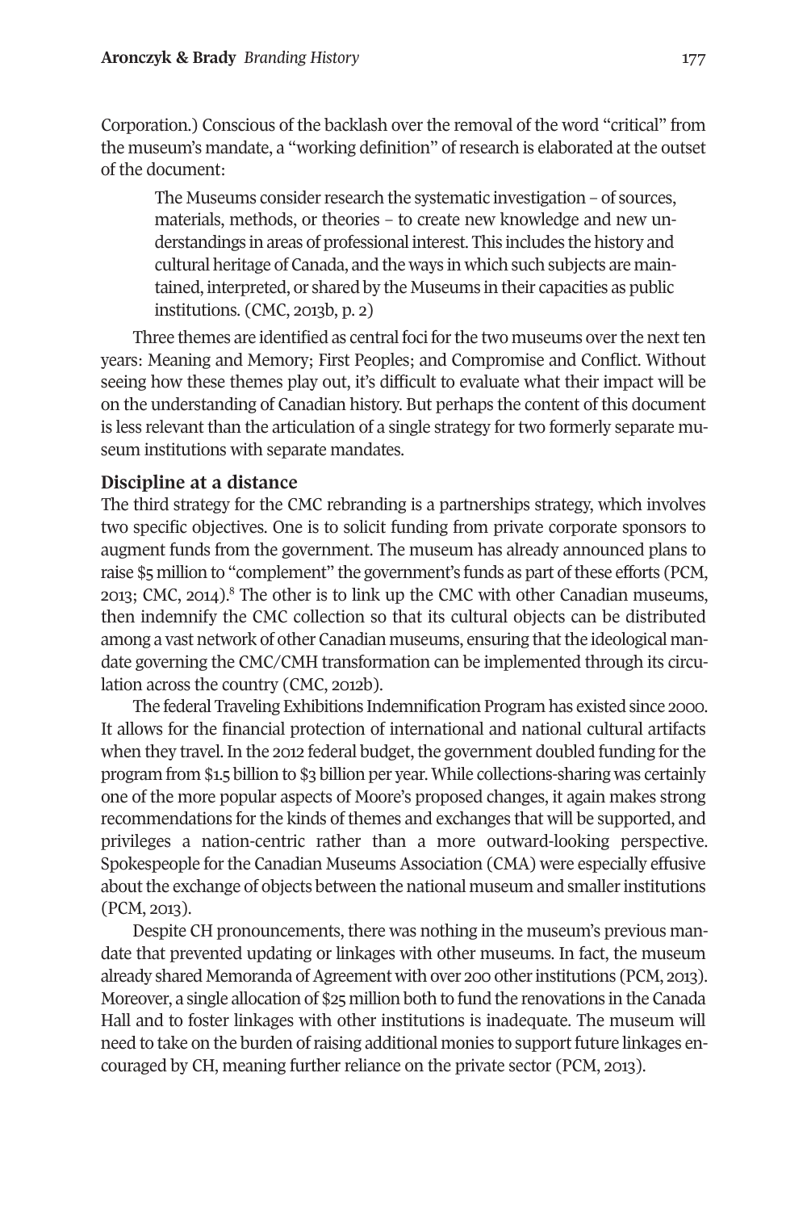Corporation.) Conscious of the backlash over the removal of the word "critical" from the museum's mandate, a "working definition" of research is elaborated at the outset of the document:

> The Museums consider research the systematic investigation – of sources, materials, methods, or theories – to create new knowledge and new understandings in areas of professional interest. This includes the history and cultural heritage of Canada, and the ways in which such subjects are maintained, interpreted, or shared by the Museums in their capacities as public institutions. (CMC, 2013b, p. 2)

Three themes are identified as central foci for the two museums over the next ten years: Meaning and Memory; First Peoples; and Compromise and Conflict. Without seeing how these themes play out, it's difficult to evaluate what their impact will be on the understanding of Canadian history. But perhaps the content of this document is less relevant than the articulation of a single strategy for two formerly separate museum institutions with separate mandates.

### Discipline at a distance

The third strategy for the CMC rebranding is a partnerships strategy, which involves two specific objectives. One is to solicit funding from private corporate sponsors to augment funds from the government. The museum has already announced plans to raise $5 million to "complement" the government's funds as part of these efforts (PCM, 2013; CMC, 2014).[8] The other is to link up the CMC with other Canadian museums, then indemnify the CMC collection so that its cultural objects can be distributed among a vast network of other Canadian museums, ensuring that the ideological mandate governing the CMC/CMH transformation can be implemented through its circulation across the country (CMC, 2012b).

The federal Traveling Exhibitions Indemnification Program has existed since 2000. It allows for the financial protection of international and national cultural artifacts when they travel. In the 2012 federal budget, the government doubled funding for the program from $1.5 billion to $3 billion per year. While collections-sharing was certainly one of the more popular aspects of Moore's proposed changes, it again makes strong recommendations for the kinds of themes and exchanges that will be supported, and privileges a nation-centric rather than a more outward-looking perspective. Spokespeople for the Canadian Museums Association (CMA) were especially effusive about the exchange of objects between the national museum and smaller institutions (PCM, 2013).

Despite CH pronouncements, there was nothing in the museum's previous mandate that prevented updating or linkages with other museums. In fact, the museum already shared Memoranda of Agreement with over 200 other institutions (PCM, 2013). Moreover, a single allocation of $25 million both to fund the renovations in the Canada Hall and to foster linkages with other institutions is inadequate. The museum will need to take on the burden of raising additional monies to support future linkages encouraged by CH, meaning further reliance on the private sector (PCM, 2013).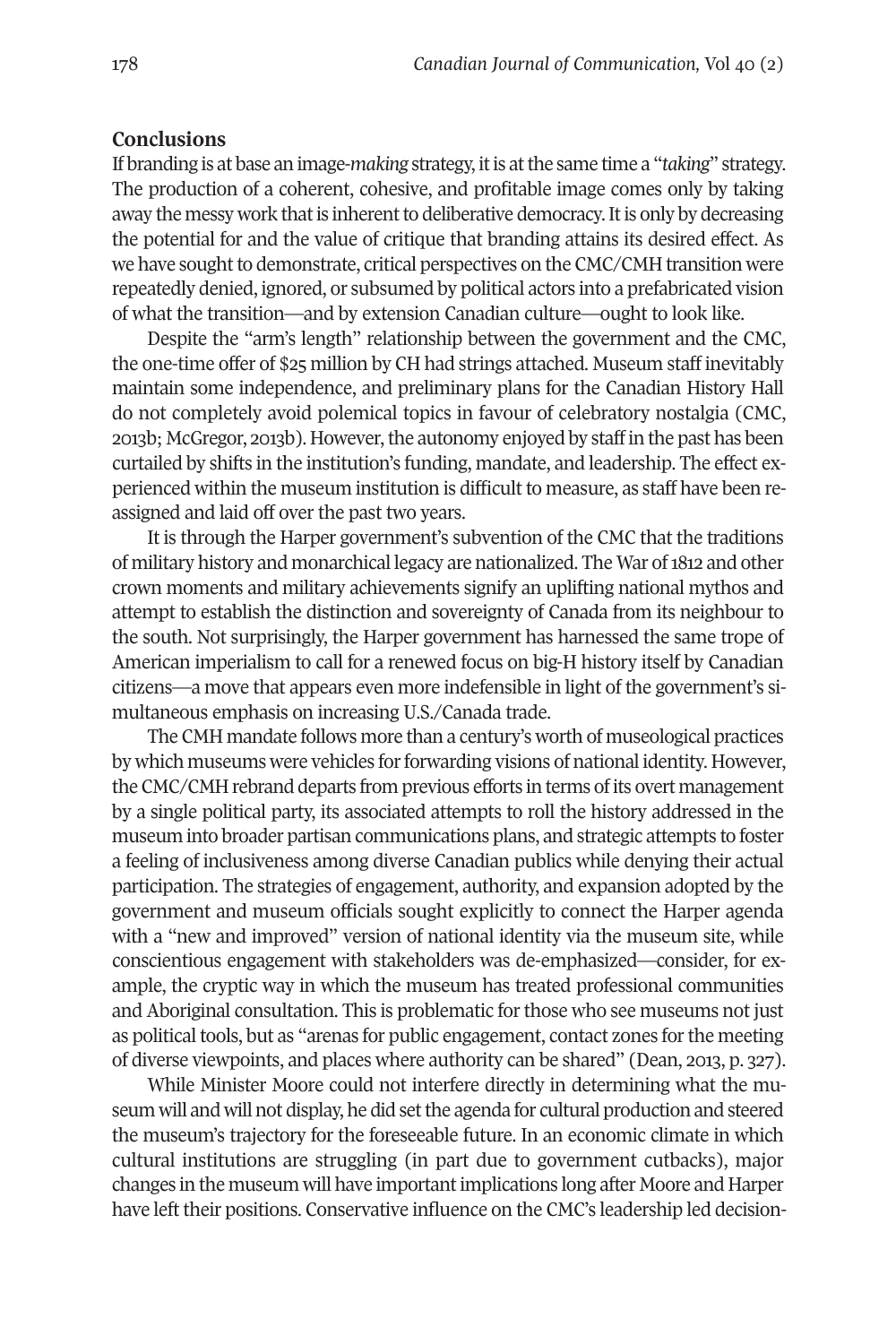## Conclusions

If branding is at base an image-*making* strategy, it is at the same time a "*taking*" strategy. The production of a coherent, cohesive, and profitable image comes only by taking away the messy work that is inherent to deliberative democracy. It is only by decreasing the potential for and the value of critique that branding attains its desired effect. As we have sought to demonstrate, critical perspectives on the CMC/CMH transition were repeatedly denied, ignored, or subsumed by political actors into a prefabricated vision of what the transition—and by extension Canadian culture—ought to look like.

Despite the "arm's length" relationship between the government and the CMC, the one-time offer of $25 million by CH had strings attached. Museum staff inevitably maintain some independence, and preliminary plans for the Canadian History Hall do not completely avoid polemical topics in favour of celebratory nostalgia (CMC, 2013b; McGregor, 2013b). However, the autonomy enjoyed by staff in the past has been curtailed by shifts in the institution's funding, mandate, and leadership. The effect experienced within the museum institution is difficult to measure, as staff have been reassigned and laid off over the past two years.

It is through the Harper government's subvention of the CMC that the traditions of military history and monarchical legacy are nationalized. The War of 1812 and other crown moments and military achievements signify an uplifting national mythos and attempt to establish the distinction and sovereignty of Canada from its neighbour to the south. Not surprisingly, the Harper government has harnessed the same trope of American imperialism to call for a renewed focus on big-H history itself by Canadian citizens—a move that appears even more indefensible in light of the government's simultaneous emphasis on increasing U.S./Canada trade.

The CMH mandate follows more than a century's worth of museological practices by which museums were vehicles for forwarding visions of national identity. However, the CMC/CMH rebrand departs from previous efforts in terms of its overt management by a single political party, its associated attempts to roll the history addressed in the museum into broader partisan communications plans, and strategic attempts to foster a feeling of inclusiveness among diverse Canadian publics while denying their actual participation. The strategies of engagement, authority, and expansion adopted by the government and museum officials sought explicitly to connect the Harper agenda with a "new and improved" version of national identity via the museum site, while conscientious engagement with stakeholders was de-emphasized—consider, for example, the cryptic way in which the museum has treated professional communities and Aboriginal consultation. This is problematic for those who see museums not just as political tools, but as "arenas for public engagement, contact zones for the meeting of diverse viewpoints, and places where authority can be shared" (Dean, 2013, p. 327).

While Minister Moore could not interfere directly in determining what the museum will and will not display, he did set the agenda for cultural production and steered the museum's trajectory for the foreseeable future. In an economic climate in which cultural institutions are struggling (in part due to government cutbacks), major changes in the museum will have important implications long after Moore and Harper have left their positions. Conservative influence on the CMC's leadership led decision-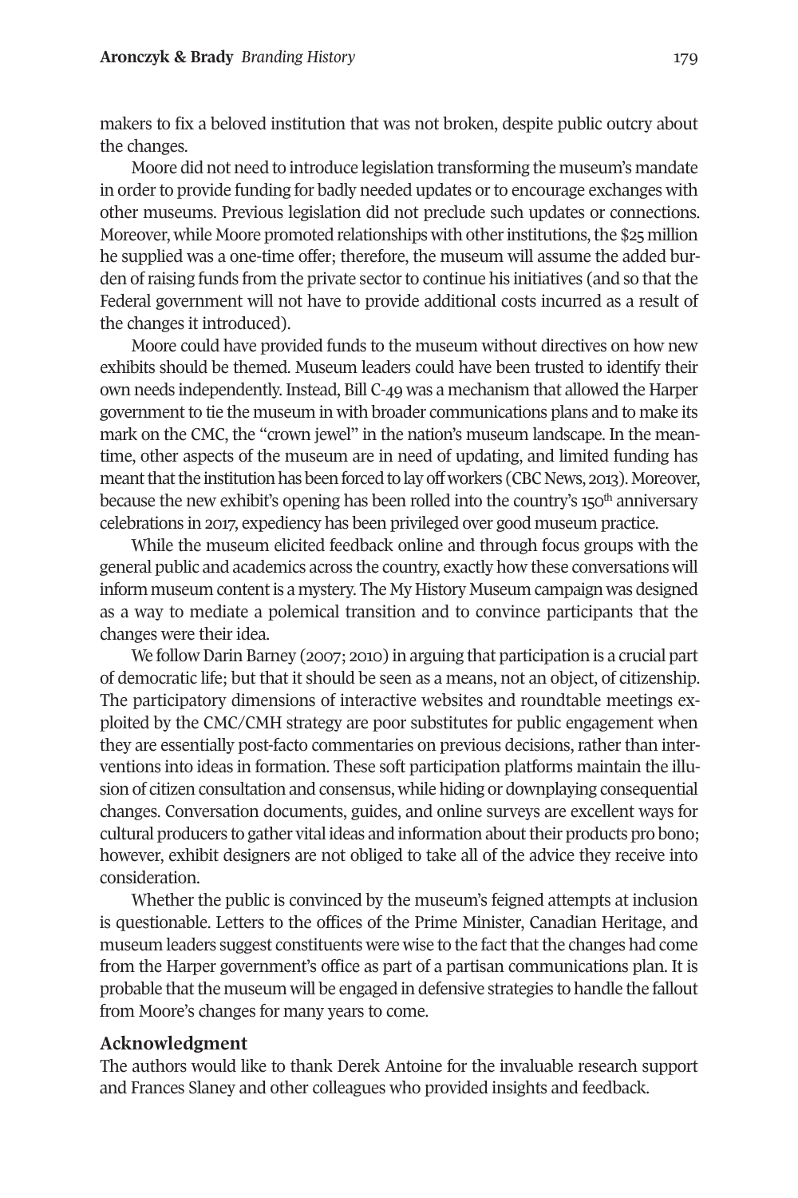makers to fix a beloved institution that was not broken, despite public outcry about the changes.

Moore did not need to introduce legislation transforming the museum's mandate in order to provide funding for badly needed updates or to encourage exchanges with other museums. Previous legislation did not preclude such updates or connections. Moreover, while Moore promoted relationships with other institutions, the $25 million he supplied was a one-time offer; therefore, the museum will assume the added burden of raising funds from the private sector to continue his initiatives (and so that the Federal government will not have to provide additional costs incurred as a result of the changes it introduced).

Moore could have provided funds to the museum without directives on how new exhibits should be themed. Museum leaders could have been trusted to identify their own needs independently. Instead, Bill C-49 was a mechanism that allowed the Harper government to tie the museum in with broader communications plans and to make its mark on the CMC, the "crown jewel" in the nation's museum landscape. In the meantime, other aspects of the museum are in need of updating, and limited funding has meant that the institution has been forced to lay off workers (CBC News, 2013). Moreover, because the new exhibit's opening has been rolled into the country's 150th anniversary celebrations in 2017, expediency has been privileged over good museum practice.

While the museum elicited feedback online and through focus groups with the general public and academics across the country, exactly how these conversations will inform museum content is a mystery. The My History Museum campaign was designed as a way to mediate a polemical transition and to convince participants that the changes were their idea.

We follow Darin Barney (2007; 2010) in arguing that participation is a crucial part of democratic life; but that it should be seen as a means, not an object, of citizenship. The participatory dimensions of interactive websites and roundtable meetings exploited by the CMC/CMH strategy are poor substitutes for public engagement when they are essentially post-facto commentaries on previous decisions, rather than interventions into ideas in formation. These soft participation platforms maintain the illusion of citizen consultation and consensus, while hiding or downplaying consequential changes. Conversation documents, guides, and online surveys are excellent ways for cultural producers to gather vital ideas and information about their products pro bono; however, exhibit designers are not obliged to take all of the advice they receive into consideration.

Whether the public is convinced by the museum's feigned attempts at inclusion is questionable. Letters to the offices of the Prime Minister, Canadian Heritage, and museum leaders suggest constituents were wise to the fact that the changes had come from the Harper government's office as part of a partisan communications plan. It is probable that the museum will be engaged in defensive strategies to handle the fallout from Moore's changes for many years to come.

## Acknowledgment

The authors would like to thank Derek Antoine for the invaluable research support and Frances Slaney and other colleagues who provided insights and feedback.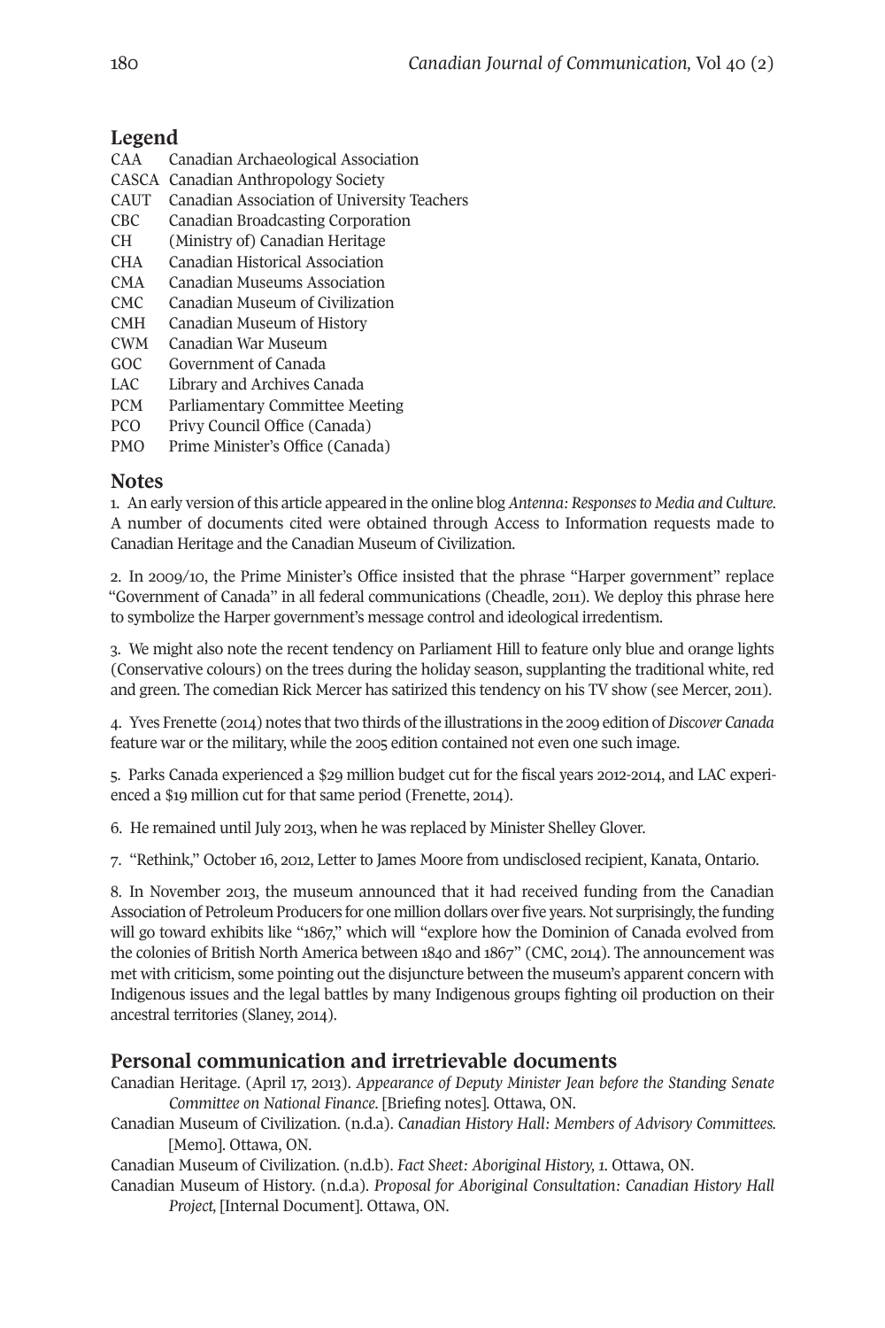## Legend

CAA Canadian Archaeological Association
CASCA Canadian Anthropology Society
CAUT Canadian Association of University Teachers
CBC Canadian Broadcasting Corporation
CH (Ministry of) Canadian Heritage
CHA Canadian Historical Association
CMA Canadian Museums Association
CMC Canadian Museum of Civilization
CMH Canadian Museum of History
CWM Canadian War Museum
GOC Government of Canada
LAC Library and Archives Canada
PCM Parliamentary Committee Meeting
PCO Privy Council Office (Canada)
PMO Prime Minister's Office (Canada)

## Notes

1. An early version of this article appeared in the online blog *Antenna: Responses to Media and Culture.* A number of documents cited were obtained through Access to Information requests made to Canadian Heritage and the Canadian Museum of Civilization.

2. In 2009/10, the Prime Minister's Office insisted that the phrase "Harper government" replace "Government of Canada" in all federal communications (Cheadle, 2011). We deploy this phrase here to symbolize the Harper government's message control and ideological irredentism.

3. We might also note the recent tendency on Parliament Hill to feature only blue and orange lights (Conservative colours) on the trees during the holiday season, supplanting the traditional white, red and green. The comedian Rick Mercer has satirized this tendency on his TV show (see Mercer, 2011).

4. Yves Frenette (2014) notes that two thirds of the illustrations in the 2009 edition of *Discover Canada* feature war or the military, while the 2005 edition contained not even one such image.

5. Parks Canada experienced a $29 million budget cut for the fiscal years 2012-2014, and LAC experienced a $19 million cut for that same period (Frenette, 2014).

6. He remained until July 2013, when he was replaced by Minister Shelley Glover.

7. "Rethink," October 16, 2012, Letter to James Moore from undisclosed recipient, Kanata, Ontario.

8. In November 2013, the museum announced that it had received funding from the Canadian Association of Petroleum Producers for one million dollars over five years. Not surprisingly, the funding will go toward exhibits like "1867," which will "explore how the Dominion of Canada evolved from the colonies of British North America between 1840 and 1867" (CMC, 2014). The announcement was met with criticism, some pointing out the disjuncture between the museum's apparent concern with Indigenous issues and the legal battles by many Indigenous groups fighting oil production on their ancestral territories (Slaney, 2014).

## Personal communication and irretrievable documents

Canadian Heritage. (April 17, 2013). *Appearance of Deputy Minister Jean before the Standing Senate Committee on National Finance.* [Briefing notes]. Ottawa, ON.

Canadian Museum of Civilization. (n.d.a). *Canadian History Hall: Members of Advisory Committees.* [Memo]. Ottawa, ON.

Canadian Museum of Civilization. (n.d.b). *Fact Sheet: Aboriginal History, 1.* Ottawa, ON.

Canadian Museum of History. (n.d.a). *Proposal for Aboriginal Consultation: Canadian History Hall Project,* [Internal Document]. Ottawa, ON.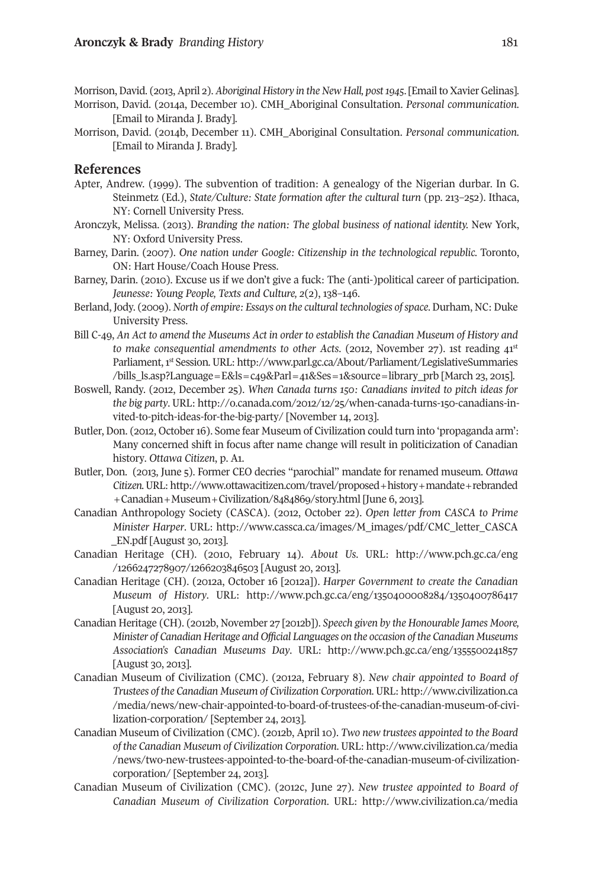Morrison, David. (2013, April 2). *Aboriginal History in the New Hall, post 1945*. [Email to Xavier Gelinas].

Morrison, David. (2014a, December 10). CMH_Aboriginal Consultation. *Personal communication.* [Email to Miranda J. Brady].

Morrison, David. (2014b, December 11). CMH_Aboriginal Consultation. *Personal communication.* [Email to Miranda J. Brady].

## References

Apter, Andrew. (1999). The subvention of tradition: A genealogy of the Nigerian durbar. In G. Steinmetz (Ed.), *State/Culture: State formation after the cultural turn* (pp. 213–252). Ithaca, NY: Cornell University Press.

Aronczyk, Melissa. (2013). *Branding the nation: The global business of national identity.* New York, NY: Oxford University Press.

Barney, Darin. (2007). *One nation under Google: Citizenship in the technological republic.* Toronto, ON: Hart House/Coach House Press.

Barney, Darin. (2010). Excuse us if we don't give a fuck: The (anti-)political career of participation. *Jeunesse: Young People, Texts and Culture, 2*(2), 138–146.

Berland, Jody. (2009). *North of empire: Essays on the cultural technologies of space*. Durham, NC: Duke University Press.

Bill C-49, *An Act to amend the Museums Act in order to establish the Canadian Museum of History and to make consequential amendments to other Acts*. (2012, November 27). 1st reading 41st Parliament, 1st Session. URL: http://www.parl.gc.ca/About/Parliament/LegislativeSummaries/bills_ls.asp?Language=E&ls=c49&Parl=41&Ses=1&source=library_prb [March 23, 2015].

Boswell, Randy. (2012, December 25). *When Canada turns 150: Canadians invited to pitch ideas for the big party*. URL: http://o.canada.com/2012/12/25/when-canada-turns-150-canadians-invited-to-pitch-ideas-for-the-big-party/ [November 14, 2013].

Butler, Don. (2012, October 16). Some fear Museum of Civilization could turn into 'propaganda arm': Many concerned shift in focus after name change will result in politicization of Canadian history. *Ottawa Citizen*, p. A1.

Butler, Don. (2013, June 5). Former CEO decries "parochial" mandate for renamed museum. *Ottawa Citizen.* URL: http://www.ottawacitizen.com/travel/proposed+history+mandate+rebranded+Canadian+Museum+Civilization/8484869/story.html [June 6, 2013].

Canadian Anthropology Society (CASCA). (2012, October 22). *Open letter from CASCA to Prime Minister Harper*. URL: http://www.cassca.ca/images/M_images/pdf/CMC_letter_CASCA_EN.pdf [August 30, 2013].

Canadian Heritage (CH). (2010, February 14). *About Us.* URL: http://www.pch.gc.ca/eng/1266247278907/1266203846503 [August 20, 2013].

Canadian Heritage (CH). (2012a, October 16 [2012a]). *Harper Government to create the Canadian Museum of History*. URL: http://www.pch.gc.ca/eng/1350400008284/1350400786417 [August 20, 2013].

Canadian Heritage (CH). (2012b, November 27 [2012b]). *Speech given by the Honourable James Moore, Minister of Canadian Heritage and Official Languages on the occasion of the Canadian Museums Association's Canadian Museums Day*. URL: http://www.pch.gc.ca/eng/1355500241857 [August 30, 2013].

Canadian Museum of Civilization (CMC). (2012a, February 8). *New chair appointed to Board of Trustees of the Canadian Museum of Civilization Corporation.* URL: http://www.civilization.ca/media/news/new-chair-appointed-to-board-of-trustees-of-the-canadian-museum-of-civilization-corporation/ [September 24, 2013].

Canadian Museum of Civilization (CMC). (2012b, April 10). *Two new trustees appointed to the Board of the Canadian Museum of Civilization Corporation.* URL: http://www.civilization.ca/media/news/two-new-trustees-appointed-to-the-board-of-the-canadian-museum-of-civilization-corporation/ [September 24, 2013].

Canadian Museum of Civilization (CMC). (2012c, June 27). *New trustee appointed to Board of Canadian Museum of Civilization Corporation.* URL: http://www.civilization.ca/media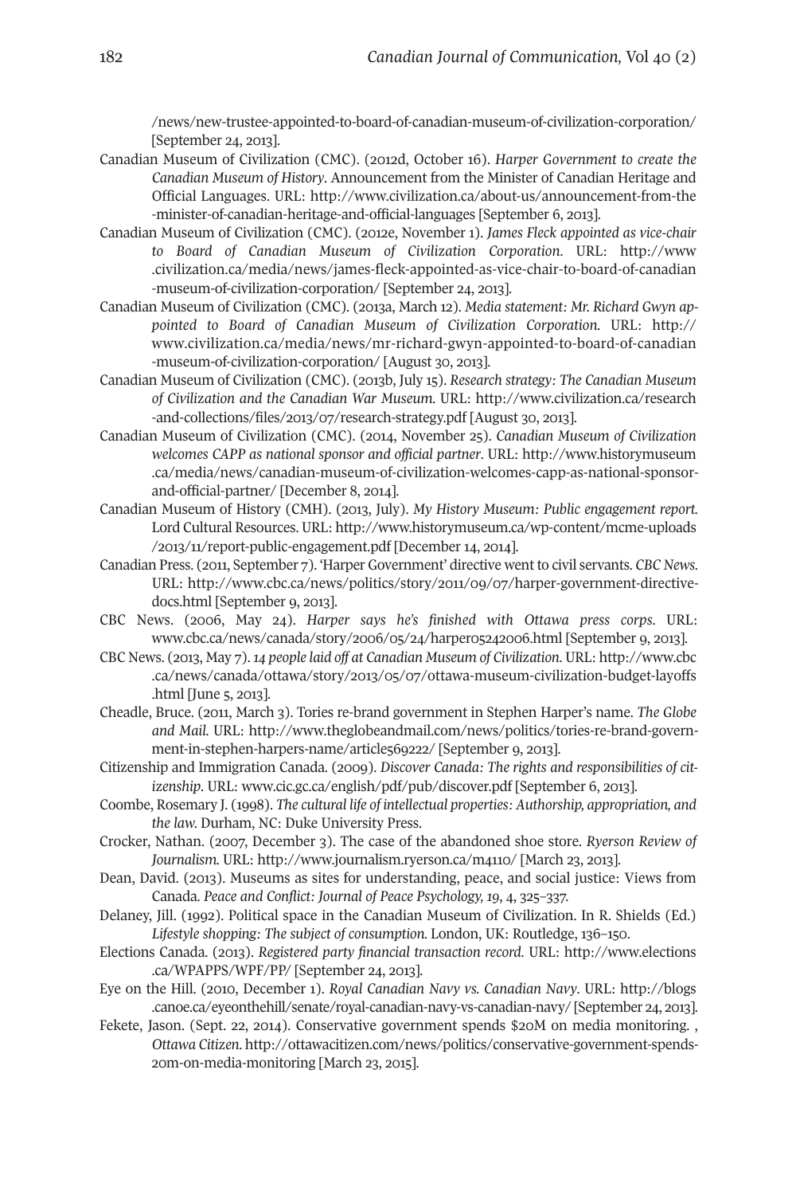/news/new-trustee-appointed-to-board-of-canadian-museum-of-civilization-corporation/ [September 24, 2013].

Canadian Museum of Civilization (CMC). (2012d, October 16). *Harper Government to create the Canadian Museum of History*. Announcement from the Minister of Canadian Heritage and Official Languages. URL: http://www.civilization.ca/about-us/announcement-from-the-minister-of-canadian-heritage-and-official-languages [September 6, 2013].

Canadian Museum of Civilization (CMC). (2012e, November 1). *James Fleck appointed as vice-chair to Board of Canadian Museum of Civilization Corporation.* URL: http://www.civilization.ca/media/news/james-fleck-appointed-as-vice-chair-to-board-of-canadian-museum-of-civilization-corporation/ [September 24, 2013].

Canadian Museum of Civilization (CMC). (2013a, March 12). *Media statement: Mr. Richard Gwyn appointed to Board of Canadian Museum of Civilization Corporation.* URL: http://www.civilization.ca/media/news/mr-richard-gwyn-appointed-to-board-of-canadian-museum-of-civilization-corporation/ [August 30, 2013].

Canadian Museum of Civilization (CMC). (2013b, July 15). *Research strategy: The Canadian Museum of Civilization and the Canadian War Museum.* URL: http://www.civilization.ca/research-and-collections/files/2013/07/research-strategy.pdf [August 30, 2013].

Canadian Museum of Civilization (CMC). (2014, November 25). *Canadian Museum of Civilization welcomes CAPP as national sponsor and official partner*. URL: http://www.historymuseum.ca/media/news/canadian-museum-of-civilization-welcomes-capp-as-national-sponsor-and-official-partner/ [December 8, 2014].

Canadian Museum of History (CMH). (2013, July). *My History Museum: Public engagement report.* Lord Cultural Resources. URL: http://www.historymuseum.ca/wp-content/mcme-uploads/2013/11/report-public-engagement.pdf [December 14, 2014].

Canadian Press. (2011, September 7). 'Harper Government' directive went to civil servants. *CBC News.* URL: http://www.cbc.ca/news/politics/story/2011/09/07/harper-government-directive-docs.html [September 9, 2013].

CBC News. (2006, May 24). *Harper says he's finished with Ottawa press corps*. URL: www.cbc.ca/news/canada/story/2006/05/24/harper05242006.html [September 9, 2013].

CBC News. (2013, May 7). *14 people laid off at Canadian Museum of Civilization.* URL: http://www.cbc.ca/news/canada/ottawa/story/2013/05/07/ottawa-museum-civilization-budget-layoffs.html [June 5, 2013].

Cheadle, Bruce. (2011, March 3). Tories re-brand government in Stephen Harper's name. *The Globe and Mail.* URL: http://www.theglobeandmail.com/news/politics/tories-re-brand-government-in-stephen-harpers-name/article569222/ [September 9, 2013].

Citizenship and Immigration Canada. (2009). *Discover Canada: The rights and responsibilities of citizenship*. URL: www.cic.gc.ca/english/pdf/pub/discover.pdf [September 6, 2013].

Coombe, Rosemary J. (1998). *The cultural life of intellectual properties: Authorship, appropriation, and the law.* Durham, NC: Duke University Press.

Crocker, Nathan. (2007, December 3). The case of the abandoned shoe store. *Ryerson Review of Journalism.* URL: http://www.journalism.ryerson.ca/m4110/ [March 23, 2013].

Dean, David. (2013). Museums as sites for understanding, peace, and social justice: Views from Canada. *Peace and Conflict: Journal of Peace Psychology, 19*, 4, 325–337.

Delaney, Jill. (1992). Political space in the Canadian Museum of Civilization. In R. Shields (Ed.) *Lifestyle shopping: The subject of consumption.* London, UK: Routledge, 136–150.

Elections Canada. (2013). *Registered party financial transaction record.* URL: http://www.elections.ca/WPAPPS/WPF/PP/ [September 24, 2013].

Eye on the Hill. (2010, December 1). *Royal Canadian Navy vs. Canadian Navy*. URL: http://blogs.canoe.ca/eyeonthehill/senate/royal-canadian-navy-vs-canadian-navy/ [September 24, 2013].

Fekete, Jason. (Sept. 22, 2014). Conservative government spends $20M on media monitoring. , *Ottawa Citizen*. http://ottawacitizen.com/news/politics/conservative-government-spends-20m-on-media-monitoring [March 23, 2015].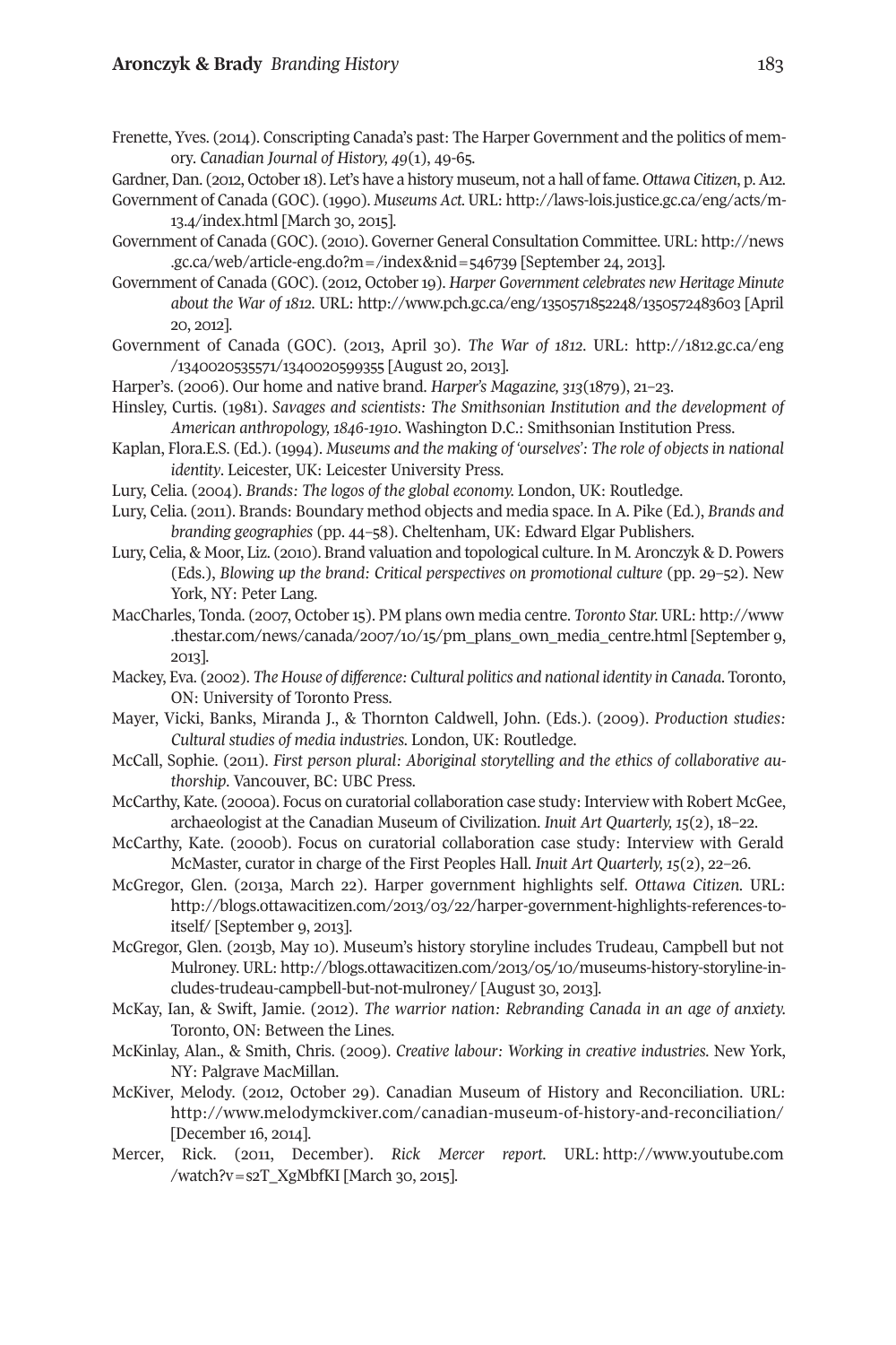Frenette, Yves. (2014). Conscripting Canada's past: The Harper Government and the politics of memory. *Canadian Journal of History, 49*(1), 49-65.

Gardner, Dan. (2012, October 18). Let's have a history museum, not a hall of fame. *Ottawa Citizen*, p. A12.

Government of Canada (GOC). (1990). *Museums Act*. URL: http://laws-lois.justice.gc.ca/eng/acts/m-13.4/index.html [March 30, 2015].

Government of Canada (GOC). (2010). Governer General Consultation Committee. URL: http://news.gc.ca/web/article-eng.do?m=/index&nid=546739 [September 24, 2013].

Government of Canada (GOC). (2012, October 19). *Harper Government celebrates new Heritage Minute about the War of 1812*. URL: http://www.pch.gc.ca/eng/1350571852248/1350572483603 [April 20, 2012].

Government of Canada (GOC). (2013, April 30). *The War of 1812*. URL: http://1812.gc.ca/eng/1340020535571/1340020599355 [August 20, 2013].

Harper's. (2006). Our home and native brand. *Harper's Magazine, 313*(1879), 21–23.

Hinsley, Curtis. (1981). *Savages and scientists: The Smithsonian Institution and the development of American anthropology, 1846-1910*. Washington D.C.: Smithsonian Institution Press.

Kaplan, Flora.E.S. (Ed.). (1994). *Museums and the making of 'ourselves': The role of objects in national identity*. Leicester, UK: Leicester University Press.

Lury, Celia. (2004). *Brands: The logos of the global economy*. London, UK: Routledge.

Lury, Celia. (2011). Brands: Boundary method objects and media space. In A. Pike (Ed.), *Brands and branding geographies* (pp. 44–58). Cheltenham, UK: Edward Elgar Publishers.

Lury, Celia, & Moor, Liz. (2010). Brand valuation and topological culture. In M. Aronczyk & D. Powers (Eds.), *Blowing up the brand: Critical perspectives on promotional culture* (pp. 29–52). New York, NY: Peter Lang.

MacCharles, Tonda. (2007, October 15). PM plans own media centre. *Toronto Star*. URL: http://www.thestar.com/news/canada/2007/10/15/pm_plans_own_media_centre.html [September 9, 2013].

Mackey, Eva. (2002). *The House of difference: Cultural politics and national identity in Canada*. Toronto, ON: University of Toronto Press.

Mayer, Vicki, Banks, Miranda J., & Thornton Caldwell, John. (Eds.). (2009). *Production studies: Cultural studies of media industries*. London, UK: Routledge.

McCall, Sophie. (2011). *First person plural: Aboriginal storytelling and the ethics of collaborative authorship*. Vancouver, BC: UBC Press.

McCarthy, Kate. (2000a). Focus on curatorial collaboration case study: Interview with Robert McGee, archaeologist at the Canadian Museum of Civilization. *Inuit Art Quarterly, 15*(2), 18–22.

McCarthy, Kate. (2000b). Focus on curatorial collaboration case study: Interview with Gerald McMaster, curator in charge of the First Peoples Hall. *Inuit Art Quarterly, 15*(2), 22–26.

McGregor, Glen. (2013a, March 22). Harper government highlights self. *Ottawa Citizen*. URL: http://blogs.ottawacitizen.com/2013/03/22/harper-government-highlights-references-to-itself/ [September 9, 2013].

McGregor, Glen. (2013b, May 10). Museum's history storyline includes Trudeau, Campbell but not Mulroney. URL: http://blogs.ottawacitizen.com/2013/05/10/museums-history-storyline-includes-trudeau-campbell-but-not-mulroney/ [August 30, 2013].

McKay, Ian, & Swift, Jamie. (2012). *The warrior nation: Rebranding Canada in an age of anxiety*. Toronto, ON: Between the Lines.

McKinlay, Alan., & Smith, Chris. (2009). *Creative labour: Working in creative industries*. New York, NY: Palgrave MacMillan.

McKiver, Melody. (2012, October 29). Canadian Museum of History and Reconciliation. URL: http://www.melodymckiver.com/canadian-museum-of-history-and-reconciliation/ [December 16, 2014].

Mercer, Rick. (2011, December). *Rick Mercer report*. URL: http://www.youtube.com/watch?v=s2T_XgMbfKI [March 30, 2015].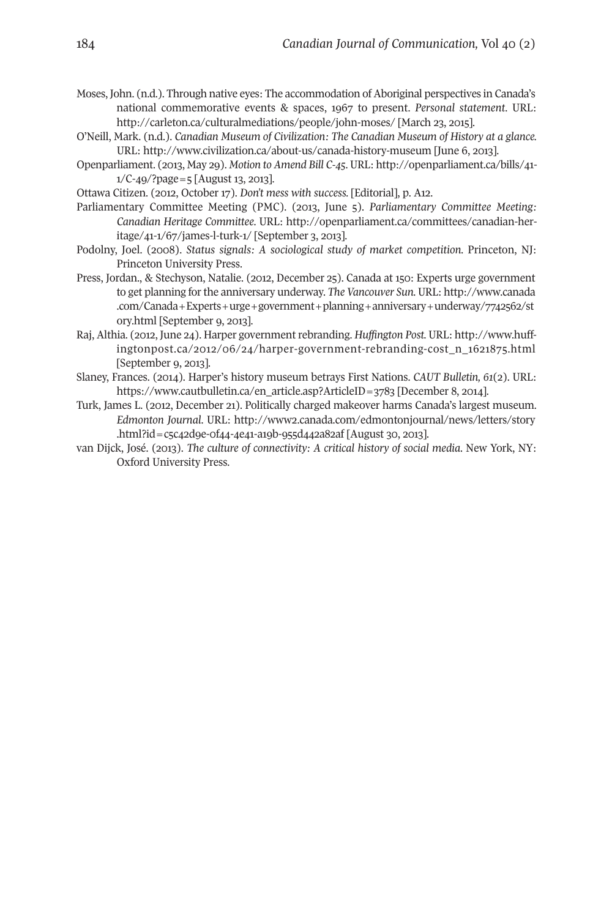Moses, John. (n.d.). Through native eyes: The accommodation of Aboriginal perspectives in Canada's national commemorative events & spaces, 1967 to present. *Personal statement*. URL: http://carleton.ca/culturalmediations/people/john-moses/ [March 23, 2015].

O'Neill, Mark. (n.d.). *Canadian Museum of Civilization: The Canadian Museum of History at a glance*. URL: http://www.civilization.ca/about-us/canada-history-museum [June 6, 2013].

Openparliament. (2013, May 29). *Motion to Amend Bill C-45*. URL: http://openparliament.ca/bills/41-1/C-49/?page=5 [August 13, 2013].

Ottawa Citizen. (2012, October 17). *Don't mess with success*. [Editorial], p. A12.

Parliamentary Committee Meeting (PMC). (2013, June 5). *Parliamentary Committee Meeting: Canadian Heritage Committee*. URL: http://openparliament.ca/committees/canadian-heritage/41-1/67/james-l-turk-1/ [September 3, 2013].

Podolny, Joel. (2008). *Status signals: A sociological study of market competition*. Princeton, NJ: Princeton University Press.

Press, Jordan., & Stechyson, Natalie. (2012, December 25). Canada at 150: Experts urge government to get planning for the anniversary underway. *The Vancouver Sun*. URL: http://www.canada.com/Canada+Experts+urge+government+planning+anniversary+underway/7742562/story.html [September 9, 2013].

Raj, Althia. (2012, June 24). Harper government rebranding. *Huffington Post*. URL: http://www.huffingtonpost.ca/2012/06/24/harper-government-rebranding-cost_n_1621875.html [September 9, 2013].

Slaney, Frances. (2014). Harper's history museum betrays First Nations. *CAUT Bulletin, 61*(2). URL: https://www.cautbulletin.ca/en_article.asp?ArticleID=3783 [December 8, 2014].

Turk, James L. (2012, December 21). Politically charged makeover harms Canada's largest museum. *Edmonton Journal*. URL: http://www2.canada.com/edmontonjournal/news/letters/story.html?id=c5c42d9e-0f44-4e41-a19b-955d442a82af [August 30, 2013].

van Dijck, José. (2013). *The culture of connectivity: A critical history of social media*. New York, NY: Oxford University Press.